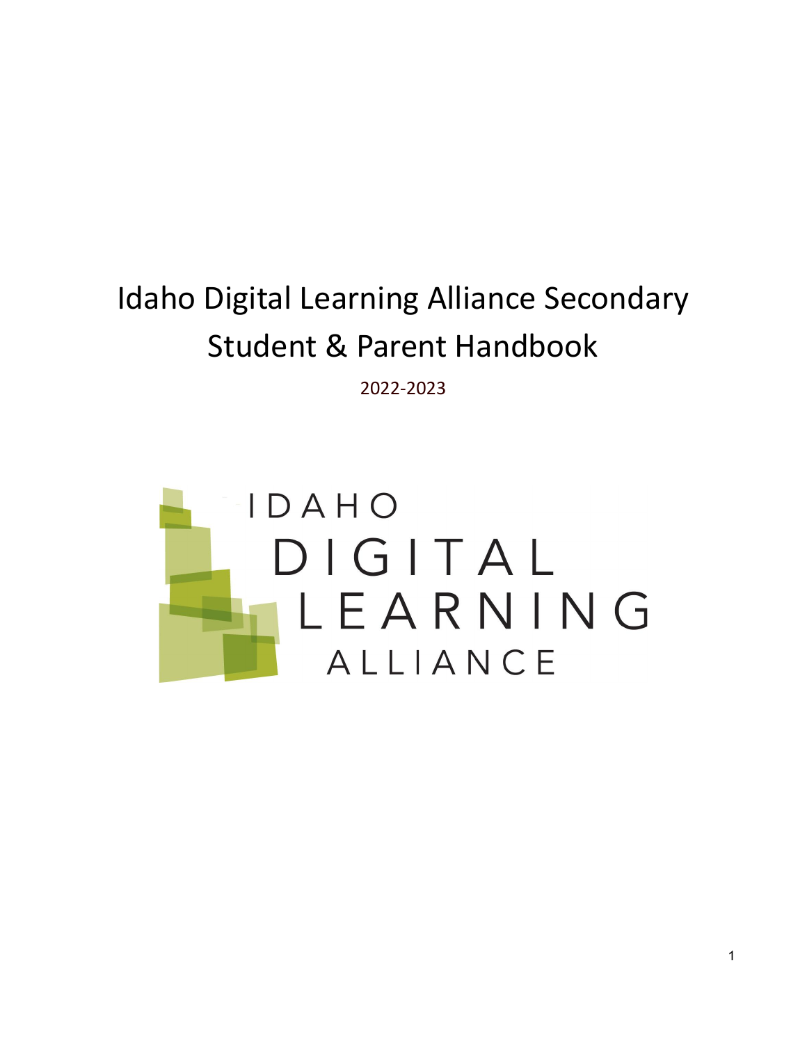# Idaho Digital Learning Alliance Secondary Student & Parent Handbook

2022-2023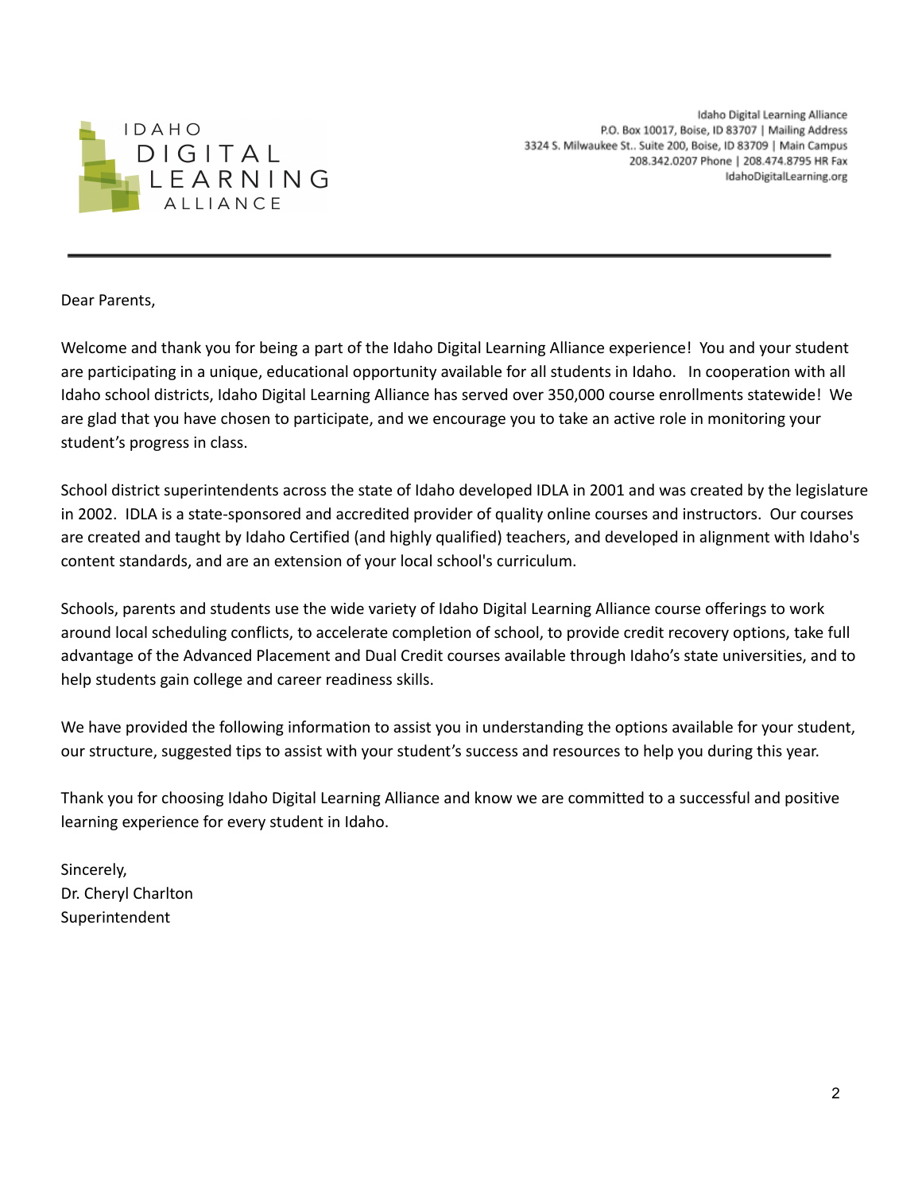IDAHO DIGITAL LEARNING ALLIANCE

Idaho Digital Learning Alliance
P.O. Box 10017, Boise, ID 83707 | Mailing Address
3324 S. Milwaukee St.. Suite 200, Boise, ID 83709 | Main Campus
208.342.0207 Phone | 208.474.8795 HR Fax
IdahoDigitalLearning.org

---

Dear Parents,

Welcome and thank you for being a part of the Idaho Digital Learning Alliance experience! You and your student are participating in a unique, educational opportunity available for all students in Idaho. In cooperation with all Idaho school districts, Idaho Digital Learning Alliance has served over 350,000 course enrollments statewide! We are glad that you have chosen to participate, and we encourage you to take an active role in monitoring your student's progress in class.

School district superintendents across the state of Idaho developed IDLA in 2001 and was created by the legislature in 2002. IDLA is a state-sponsored and accredited provider of quality online courses and instructors. Our courses are created and taught by Idaho Certified (and highly qualified) teachers, and developed in alignment with Idaho's content standards, and are an extension of your local school's curriculum.

Schools, parents and students use the wide variety of Idaho Digital Learning Alliance course offerings to work around local scheduling conflicts, to accelerate completion of school, to provide credit recovery options, take full advantage of the Advanced Placement and Dual Credit courses available through Idaho's state universities, and to help students gain college and career readiness skills.

We have provided the following information to assist you in understanding the options available for your student, our structure, suggested tips to assist with your student's success and resources to help you during this year.

Thank you for choosing Idaho Digital Learning Alliance and know we are committed to a successful and positive learning experience for every student in Idaho.

Sincerely,
Dr. Cheryl Charlton
Superintendent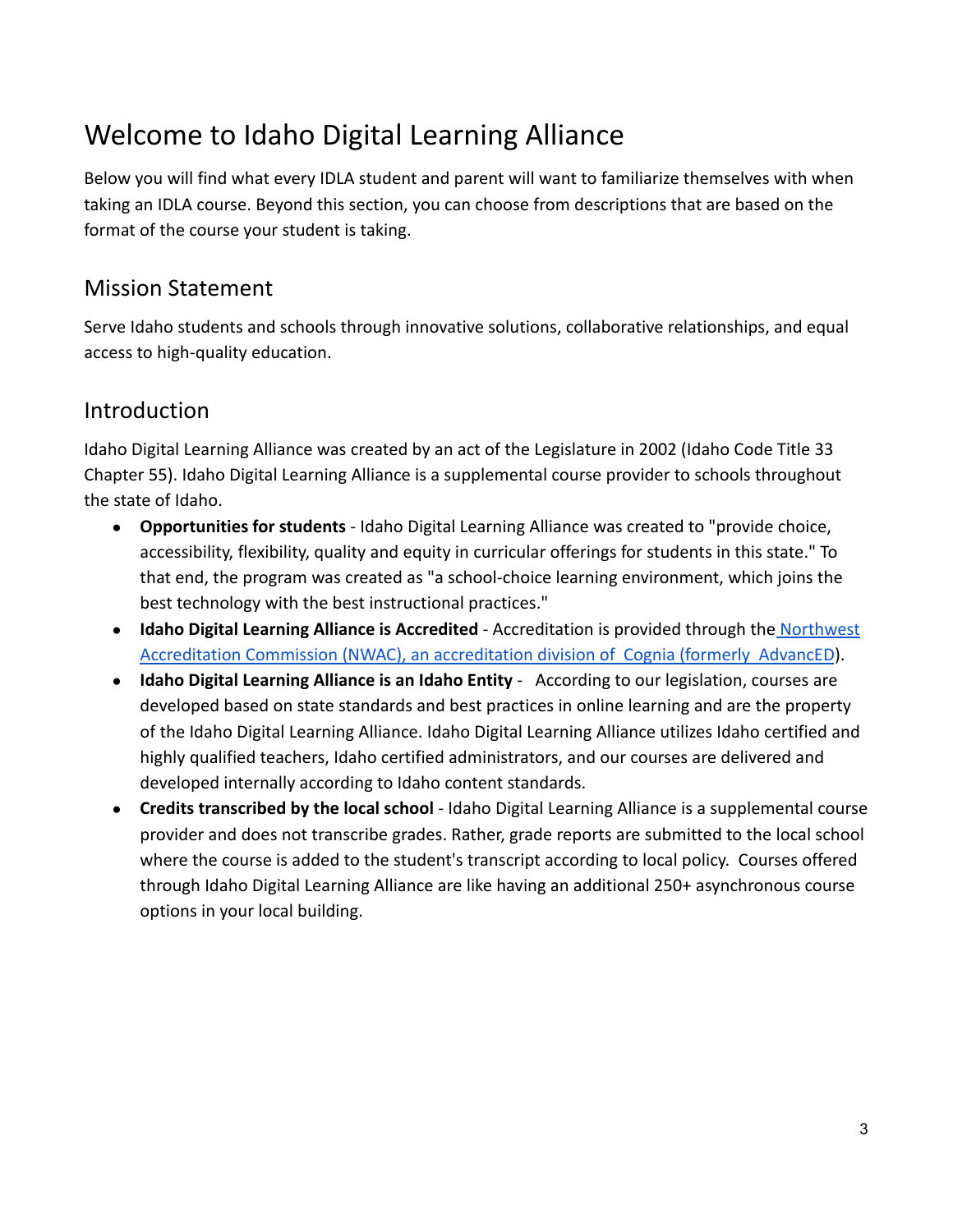# Welcome to Idaho Digital Learning Alliance

Below you will find what every IDLA student and parent will want to familiarize themselves with when taking an IDLA course. Beyond this section, you can choose from descriptions that are based on the format of the course your student is taking.

## Mission Statement

Serve Idaho students and schools through innovative solutions, collaborative relationships, and equal access to high-quality education.

## Introduction

Idaho Digital Learning Alliance was created by an act of the Legislature in 2002 (Idaho Code Title 33 Chapter 55). Idaho Digital Learning Alliance is a supplemental course provider to schools throughout the state of Idaho.

- **Opportunities for students** - Idaho Digital Learning Alliance was created to "provide choice, accessibility, flexibility, quality and equity in curricular offerings for students in this state." To that end, the program was created as "a school-choice learning environment, which joins the best technology with the best instructional practices."
- **Idaho Digital Learning Alliance is Accredited** - Accreditation is provided through the Northwest Accreditation Commission (NWAC), an accreditation division of Cognia (formerly AdvancED).
- **Idaho Digital Learning Alliance is an Idaho Entity** - According to our legislation, courses are developed based on state standards and best practices in online learning and are the property of the Idaho Digital Learning Alliance. Idaho Digital Learning Alliance utilizes Idaho certified and highly qualified teachers, Idaho certified administrators, and our courses are delivered and developed internally according to Idaho content standards.
- **Credits transcribed by the local school** - Idaho Digital Learning Alliance is a supplemental course provider and does not transcribe grades. Rather, grade reports are submitted to the local school where the course is added to the student's transcript according to local policy. Courses offered through Idaho Digital Learning Alliance are like having an additional 250+ asynchronous course options in your local building.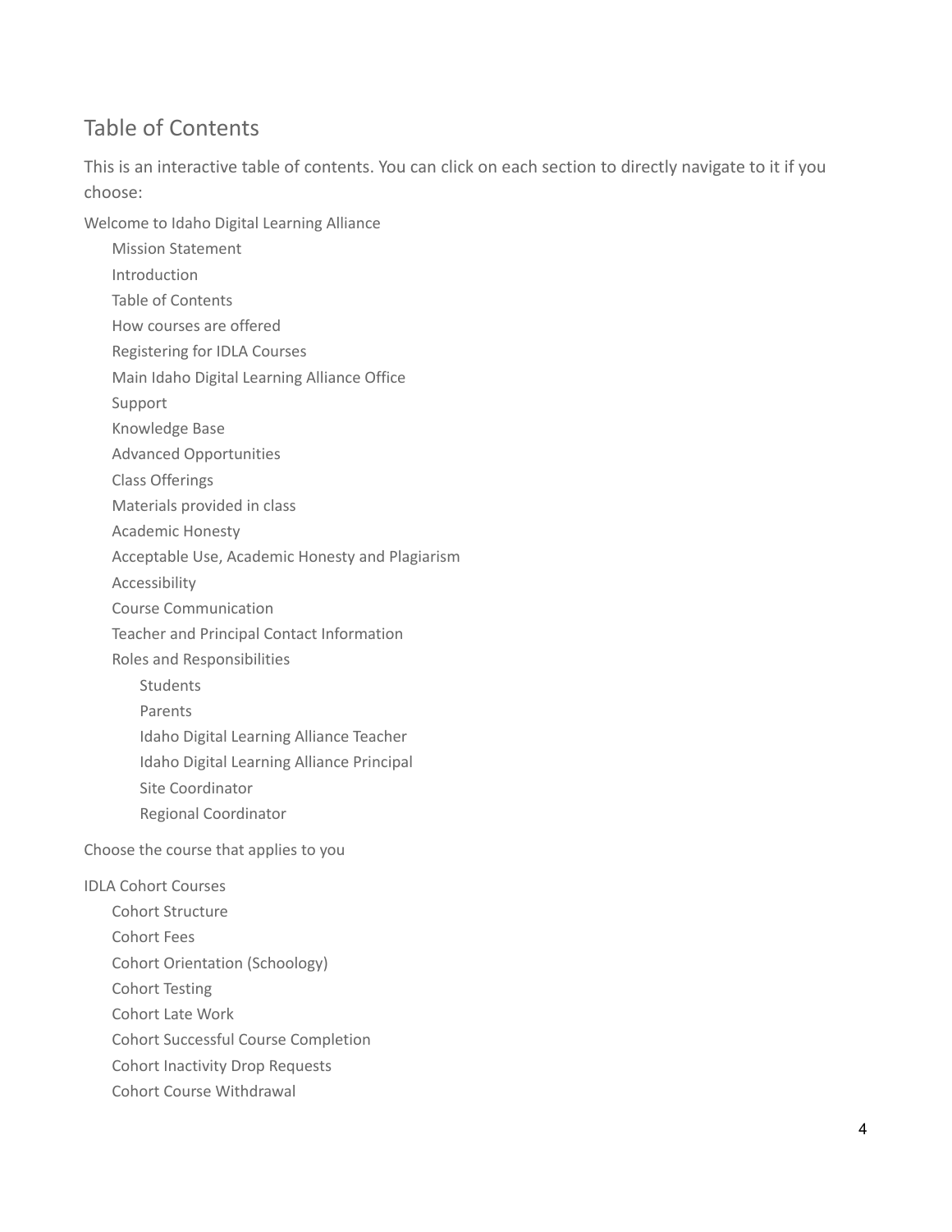## Table of Contents

This is an interactive table of contents. You can click on each section to directly navigate to it if you choose:

- Welcome to Idaho Digital Learning Alliance
  - Mission Statement
  - Introduction
  - Table of Contents
  - How courses are offered
  - Registering for IDLA Courses
  - Main Idaho Digital Learning Alliance Office
  - Support
  - Knowledge Base
  - Advanced Opportunities
  - Class Offerings
  - Materials provided in class
  - Academic Honesty
  - Acceptable Use, Academic Honesty and Plagiarism
  - Accessibility
  - Course Communication
  - Teacher and Principal Contact Information
  - Roles and Responsibilities
    - Students
    - Parents
    - Idaho Digital Learning Alliance Teacher
    - Idaho Digital Learning Alliance Principal
    - Site Coordinator
    - Regional Coordinator
- Choose the course that applies to you
- IDLA Cohort Courses
  - Cohort Structure
  - Cohort Fees
  - Cohort Orientation (Schoology)
  - Cohort Testing
  - Cohort Late Work
  - Cohort Successful Course Completion
  - Cohort Inactivity Drop Requests
  - Cohort Course Withdrawal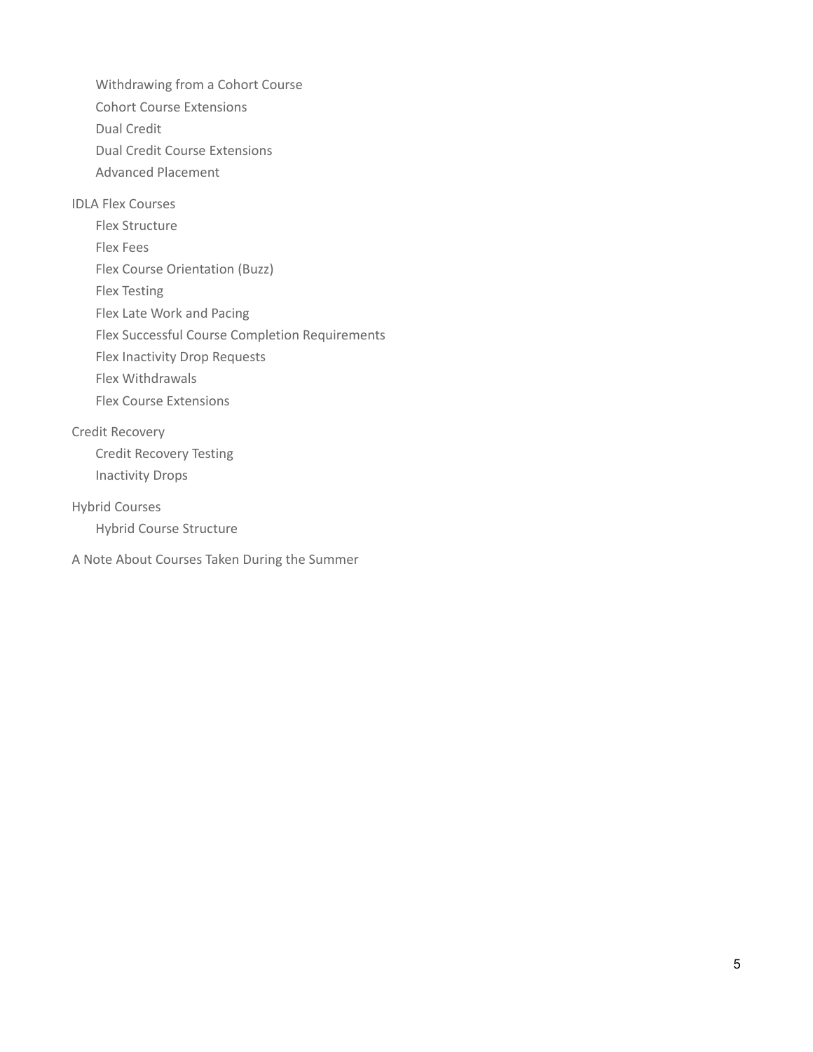- Withdrawing from a Cohort Course
- Cohort Course Extensions
- Dual Credit
- Dual Credit Course Extensions
- Advanced Placement

IDLA Flex Courses

- Flex Structure
- Flex Fees
- Flex Course Orientation (Buzz)
- Flex Testing
- Flex Late Work and Pacing
- Flex Successful Course Completion Requirements
- Flex Inactivity Drop Requests
- Flex Withdrawals
- Flex Course Extensions

Credit Recovery

- Credit Recovery Testing
- Inactivity Drops

Hybrid Courses

- Hybrid Course Structure

A Note About Courses Taken During the Summer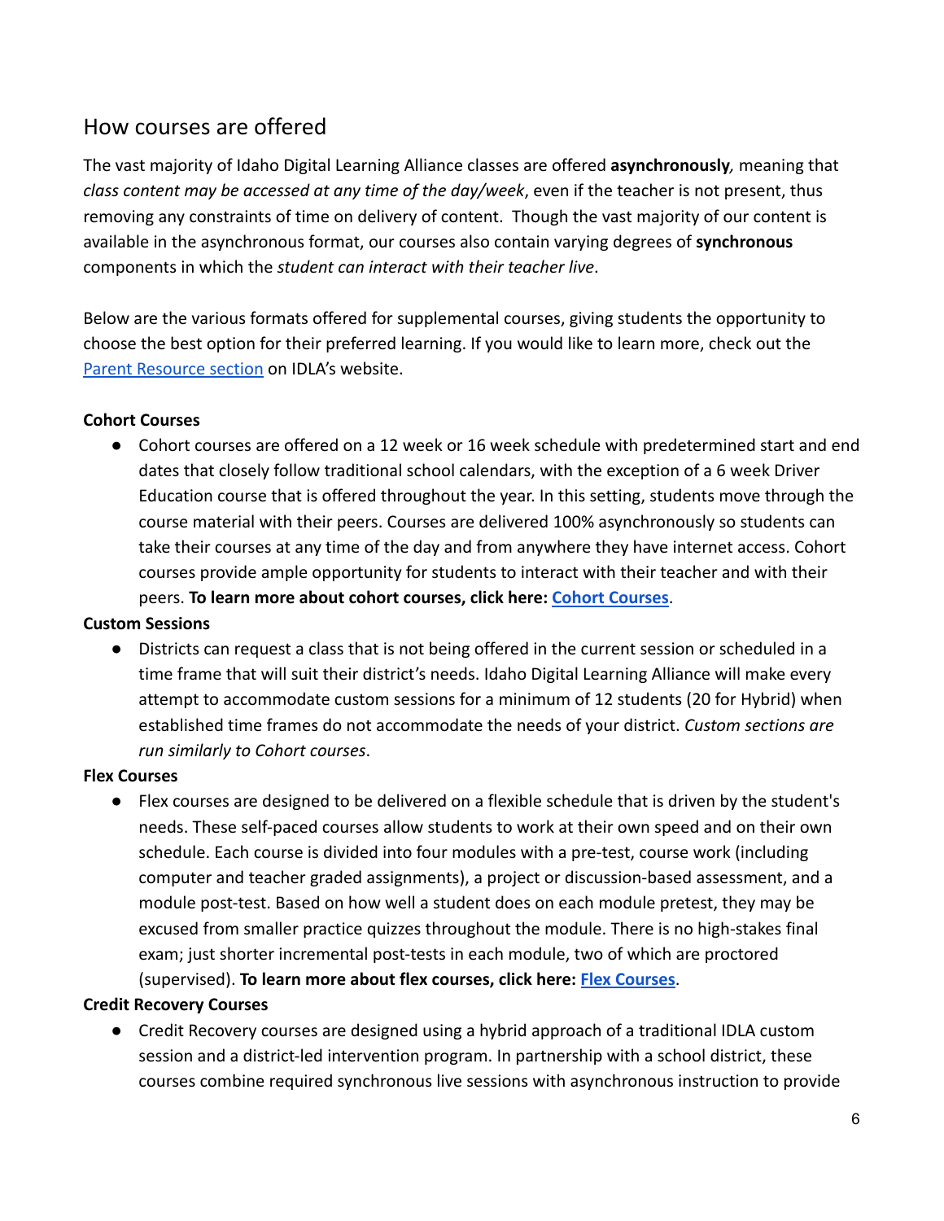## How courses are offered

The vast majority of Idaho Digital Learning Alliance classes are offered **asynchronously***,* meaning that *class content may be accessed at any time of the day/week*, even if the teacher is not present, thus removing any constraints of time on delivery of content. Though the vast majority of our content is available in the asynchronous format, our courses also contain varying degrees of **synchronous** components in which the *student can interact with their teacher live*.

Below are the various formats offered for supplemental courses, giving students the opportunity to choose the best option for their preferred learning. If you would like to learn more, check out the [Parent Resource section]() on IDLA's website.

**Cohort Courses**

- Cohort courses are offered on a 12 week or 16 week schedule with predetermined start and end dates that closely follow traditional school calendars, with the exception of a 6 week Driver Education course that is offered throughout the year. In this setting, students move through the course material with their peers. Courses are delivered 100% asynchronously so students can take their courses at any time of the day and from anywhere they have internet access. Cohort courses provide ample opportunity for students to interact with their teacher and with their peers. **To learn more about cohort courses, click here: [Cohort Courses]()**.

**Custom Sessions**

- Districts can request a class that is not being offered in the current session or scheduled in a time frame that will suit their district's needs. Idaho Digital Learning Alliance will make every attempt to accommodate custom sessions for a minimum of 12 students (20 for Hybrid) when established time frames do not accommodate the needs of your district. *Custom sections are run similarly to Cohort courses*.

**Flex Courses**

- Flex courses are designed to be delivered on a flexible schedule that is driven by the student's needs. These self-paced courses allow students to work at their own speed and on their own schedule. Each course is divided into four modules with a pre-test, course work (including computer and teacher graded assignments), a project or discussion-based assessment, and a module post-test. Based on how well a student does on each module pretest, they may be excused from smaller practice quizzes throughout the module. There is no high-stakes final exam; just shorter incremental post-tests in each module, two of which are proctored (supervised). **To learn more about flex courses, click here: [Flex Courses]()**.

**Credit Recovery Courses**

- Credit Recovery courses are designed using a hybrid approach of a traditional IDLA custom session and a district-led intervention program. In partnership with a school district, these courses combine required synchronous live sessions with asynchronous instruction to provide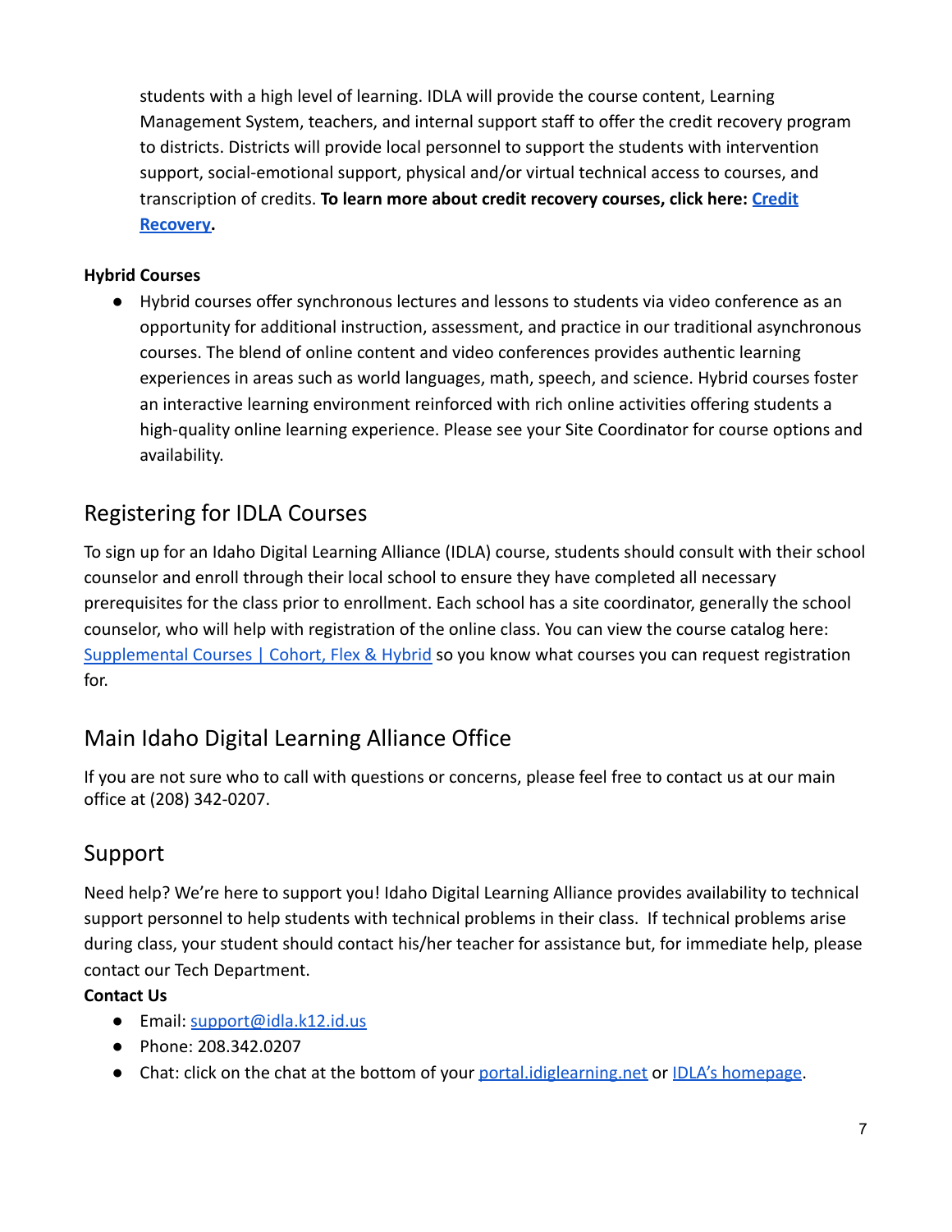students with a high level of learning. IDLA will provide the course content, Learning Management System, teachers, and internal support staff to offer the credit recovery program to districts. Districts will provide local personnel to support the students with intervention support, social-emotional support, physical and/or virtual technical access to courses, and transcription of credits. **To learn more about credit recovery courses, click here: [Credit Recovery](Credit Recovery).**

**Hybrid Courses**

- Hybrid courses offer synchronous lectures and lessons to students via video conference as an opportunity for additional instruction, assessment, and practice in our traditional asynchronous courses. The blend of online content and video conferences provides authentic learning experiences in areas such as world languages, math, speech, and science. Hybrid courses foster an interactive learning environment reinforced with rich online activities offering students a high-quality online learning experience. Please see your Site Coordinator for course options and availability.

## Registering for IDLA Courses

To sign up for an Idaho Digital Learning Alliance (IDLA) course, students should consult with their school counselor and enroll through their local school to ensure they have completed all necessary prerequisites for the class prior to enrollment. Each school has a site coordinator, generally the school counselor, who will help with registration of the online class. You can view the course catalog here: Supplemental Courses | Cohort, Flex & Hybrid so you know what courses you can request registration for.

## Main Idaho Digital Learning Alliance Office

If you are not sure who to call with questions or concerns, please feel free to contact us at our main office at (208) 342-0207.

## Support

Need help? We're here to support you! Idaho Digital Learning Alliance provides availability to technical support personnel to help students with technical problems in their class. If technical problems arise during class, your student should contact his/her teacher for assistance but, for immediate help, please contact our Tech Department.

**Contact Us**

- Email: support@idla.k12.id.us
- Phone: 208.342.0207
- Chat: click on the chat at the bottom of your portal.idiglearning.net or IDLA's homepage.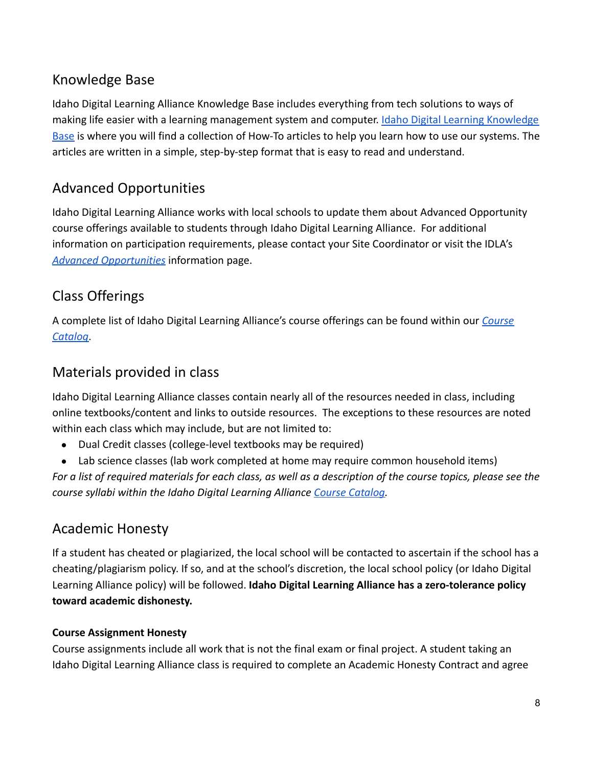## Knowledge Base

Idaho Digital Learning Alliance Knowledge Base includes everything from tech solutions to ways of making life easier with a learning management system and computer. Idaho Digital Learning Knowledge Base is where you will find a collection of How-To articles to help you learn how to use our systems. The articles are written in a simple, step-by-step format that is easy to read and understand.

## Advanced Opportunities

Idaho Digital Learning Alliance works with local schools to update them about Advanced Opportunity course offerings available to students through Idaho Digital Learning Alliance. For additional information on participation requirements, please contact your Site Coordinator or visit the IDLA's *Advanced Opportunities* information page.

## Class Offerings

A complete list of Idaho Digital Learning Alliance's course offerings can be found within our *Course Catalog*.

## Materials provided in class

Idaho Digital Learning Alliance classes contain nearly all of the resources needed in class, including online textbooks/content and links to outside resources. The exceptions to these resources are noted within each class which may include, but are not limited to:

- Dual Credit classes (college-level textbooks may be required)
- Lab science classes (lab work completed at home may require common household items)

*For a list of required materials for each class, as well as a description of the course topics, please see the course syllabi within the Idaho Digital Learning Alliance Course Catalog.*

## Academic Honesty

If a student has cheated or plagiarized, the local school will be contacted to ascertain if the school has a cheating/plagiarism policy. If so, and at the school's discretion, the local school policy (or Idaho Digital Learning Alliance policy) will be followed. **Idaho Digital Learning Alliance has a zero-tolerance policy toward academic dishonesty.**

### Course Assignment Honesty

Course assignments include all work that is not the final exam or final project. A student taking an Idaho Digital Learning Alliance class is required to complete an Academic Honesty Contract and agree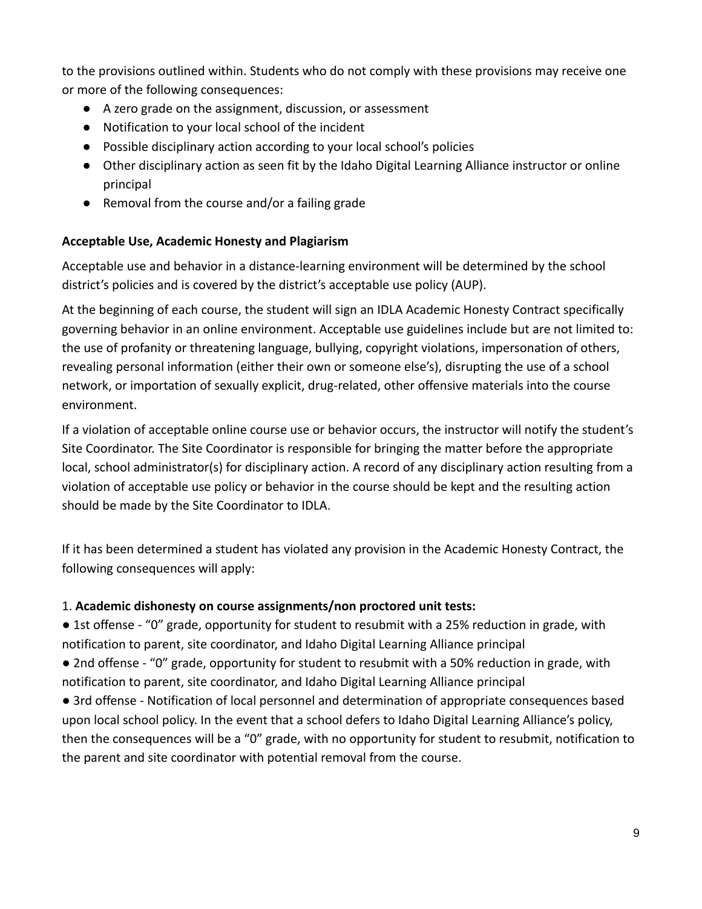to the provisions outlined within. Students who do not comply with these provisions may receive one or more of the following consequences:

- A zero grade on the assignment, discussion, or assessment
- Notification to your local school of the incident
- Possible disciplinary action according to your local school's policies
- Other disciplinary action as seen fit by the Idaho Digital Learning Alliance instructor or online principal
- Removal from the course and/or a failing grade

**Acceptable Use, Academic Honesty and Plagiarism**

Acceptable use and behavior in a distance-learning environment will be determined by the school district's policies and is covered by the district's acceptable use policy (AUP).

At the beginning of each course, the student will sign an IDLA Academic Honesty Contract specifically governing behavior in an online environment. Acceptable use guidelines include but are not limited to: the use of profanity or threatening language, bullying, copyright violations, impersonation of others, revealing personal information (either their own or someone else's), disrupting the use of a school network, or importation of sexually explicit, drug-related, other offensive materials into the course environment.

If a violation of acceptable online course use or behavior occurs, the instructor will notify the student's Site Coordinator. The Site Coordinator is responsible for bringing the matter before the appropriate local, school administrator(s) for disciplinary action. A record of any disciplinary action resulting from a violation of acceptable use policy or behavior in the course should be kept and the resulting action should be made by the Site Coordinator to IDLA.

If it has been determined a student has violated any provision in the Academic Honesty Contract, the following consequences will apply:

1. **Academic dishonesty on course assignments/non proctored unit tests:**

- 1st offense - "0" grade, opportunity for student to resubmit with a 25% reduction in grade, with notification to parent, site coordinator, and Idaho Digital Learning Alliance principal
- 2nd offense - "0" grade, opportunity for student to resubmit with a 50% reduction in grade, with notification to parent, site coordinator, and Idaho Digital Learning Alliance principal
- 3rd offense - Notification of local personnel and determination of appropriate consequences based upon local school policy. In the event that a school defers to Idaho Digital Learning Alliance's policy, then the consequences will be a "0" grade, with no opportunity for student to resubmit, notification to the parent and site coordinator with potential removal from the course.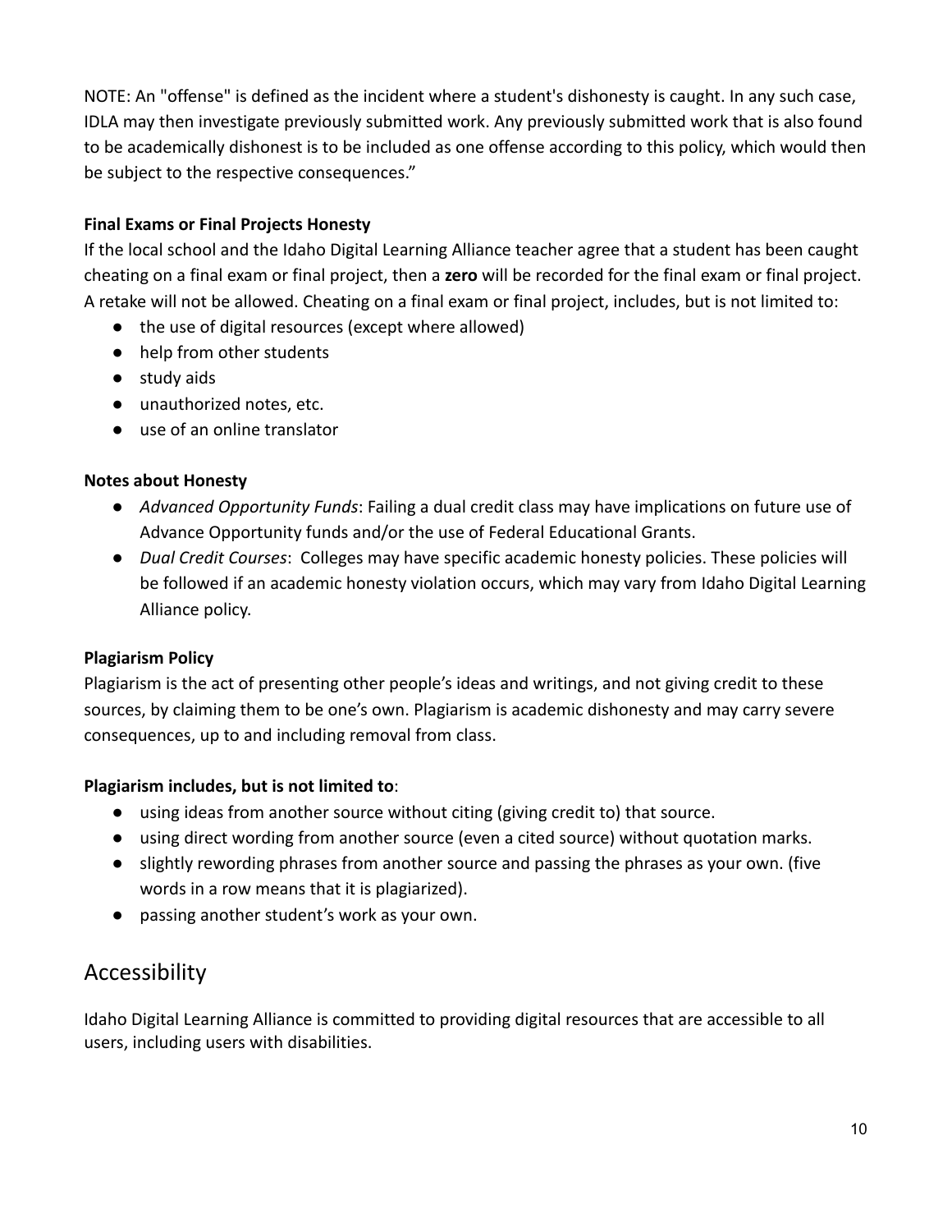NOTE: An "offense" is defined as the incident where a student's dishonesty is caught. In any such case, IDLA may then investigate previously submitted work. Any previously submitted work that is also found to be academically dishonest is to be included as one offense according to this policy, which would then be subject to the respective consequences."

**Final Exams or Final Projects Honesty**

If the local school and the Idaho Digital Learning Alliance teacher agree that a student has been caught cheating on a final exam or final project, then a **zero** will be recorded for the final exam or final project. A retake will not be allowed. Cheating on a final exam or final project, includes, but is not limited to:

- the use of digital resources (except where allowed)
- help from other students
- study aids
- unauthorized notes, etc.
- use of an online translator

**Notes about Honesty**

- *Advanced Opportunity Funds*: Failing a dual credit class may have implications on future use of Advance Opportunity funds and/or the use of Federal Educational Grants.
- *Dual Credit Courses*: Colleges may have specific academic honesty policies. These policies will be followed if an academic honesty violation occurs, which may vary from Idaho Digital Learning Alliance policy.

**Plagiarism Policy**

Plagiarism is the act of presenting other people's ideas and writings, and not giving credit to these sources, by claiming them to be one's own. Plagiarism is academic dishonesty and may carry severe consequences, up to and including removal from class.

**Plagiarism includes, but is not limited to**:

- using ideas from another source without citing (giving credit to) that source.
- using direct wording from another source (even a cited source) without quotation marks.
- slightly rewording phrases from another source and passing the phrases as your own. (five words in a row means that it is plagiarized).
- passing another student's work as your own.

## Accessibility

Idaho Digital Learning Alliance is committed to providing digital resources that are accessible to all users, including users with disabilities.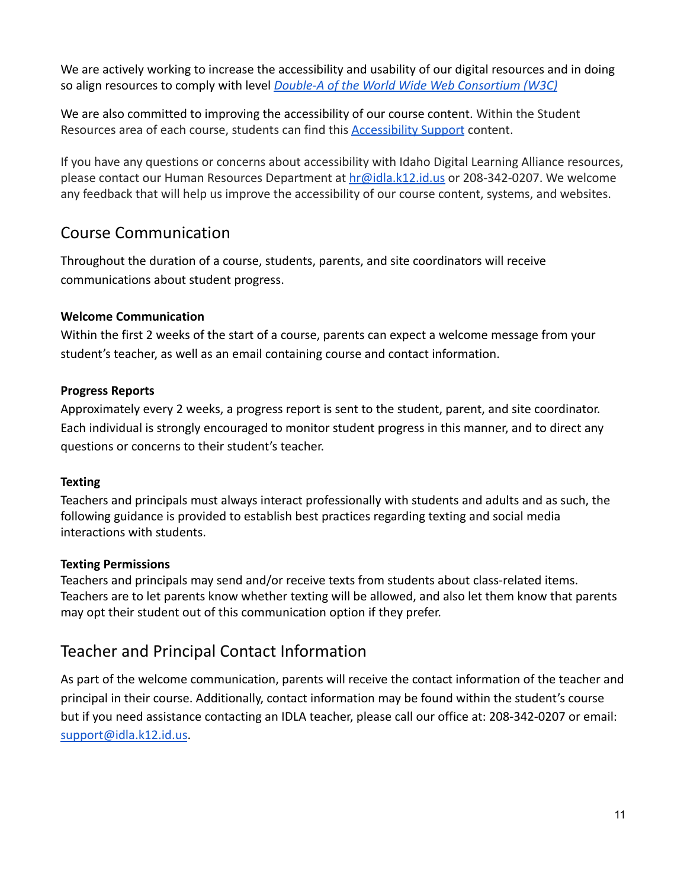We are actively working to increase the accessibility and usability of our digital resources and in doing so align resources to comply with level [*Double-A of the World Wide Web Consortium (W3C)*]()

We are also committed to improving the accessibility of our course content. Within the Student Resources area of each course, students can find this [Accessibility Support]() content.

If you have any questions or concerns about accessibility with Idaho Digital Learning Alliance resources, please contact our Human Resources Department at [hr@idla.k12.id.us](mailto:hr@idla.k12.id.us) or 208-342-0207. We welcome any feedback that will help us improve the accessibility of our course content, systems, and websites.

## Course Communication

Throughout the duration of a course, students, parents, and site coordinators will receive communications about student progress.

**Welcome Communication**
Within the first 2 weeks of the start of a course, parents can expect a welcome message from your student's teacher, as well as an email containing course and contact information.

**Progress Reports**
Approximately every 2 weeks, a progress report is sent to the student, parent, and site coordinator. Each individual is strongly encouraged to monitor student progress in this manner, and to direct any questions or concerns to their student's teacher.

**Texting**
Teachers and principals must always interact professionally with students and adults and as such, the following guidance is provided to establish best practices regarding texting and social media interactions with students.

**Texting Permissions**
Teachers and principals may send and/or receive texts from students about class-related items. Teachers are to let parents know whether texting will be allowed, and also let them know that parents may opt their student out of this communication option if they prefer.

## Teacher and Principal Contact Information

As part of the welcome communication, parents will receive the contact information of the teacher and principal in their course. Additionally, contact information may be found within the student's course but if you need assistance contacting an IDLA teacher, please call our office at: 208-342-0207 or email: [support@idla.k12.id.us](mailto:support@idla.k12.id.us).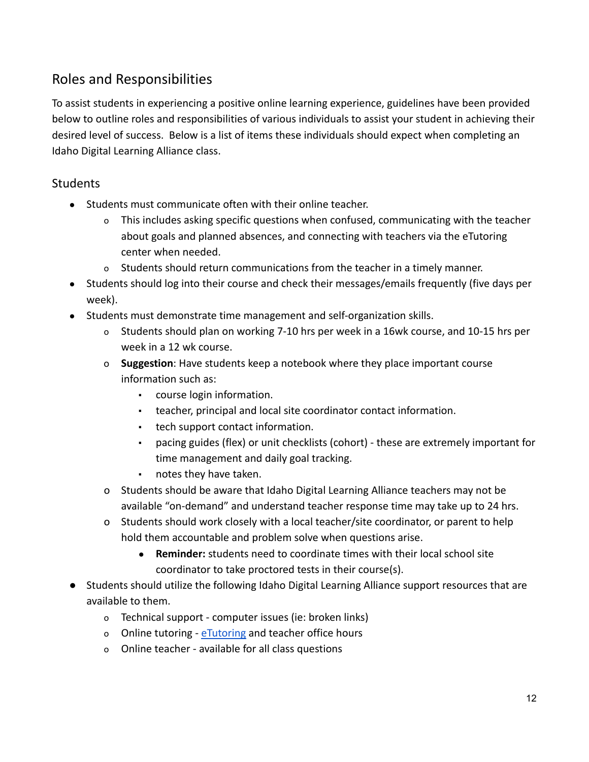## Roles and Responsibilities

To assist students in experiencing a positive online learning experience, guidelines have been provided below to outline roles and responsibilities of various individuals to assist your student in achieving their desired level of success. Below is a list of items these individuals should expect when completing an Idaho Digital Learning Alliance class.

### Students

- Students must communicate often with their online teacher.
  - This includes asking specific questions when confused, communicating with the teacher about goals and planned absences, and connecting with teachers via the eTutoring center when needed.
  - Students should return communications from the teacher in a timely manner.
- Students should log into their course and check their messages/emails frequently (five days per week).
- Students must demonstrate time management and self-organization skills.
  - Students should plan on working 7-10 hrs per week in a 16wk course, and 10-15 hrs per week in a 12 wk course.
  - **Suggestion**: Have students keep a notebook where they place important course information such as:
    - course login information.
    - teacher, principal and local site coordinator contact information.
    - tech support contact information.
    - pacing guides (flex) or unit checklists (cohort) - these are extremely important for time management and daily goal tracking.
    - notes they have taken.
  - Students should be aware that Idaho Digital Learning Alliance teachers may not be available "on-demand" and understand teacher response time may take up to 24 hrs.
  - Students should work closely with a local teacher/site coordinator, or parent to help hold them accountable and problem solve when questions arise.
    - **Reminder:** students need to coordinate times with their local school site coordinator to take proctored tests in their course(s).
- Students should utilize the following Idaho Digital Learning Alliance support resources that are available to them.
  - Technical support - computer issues (ie: broken links)
  - Online tutoring - eTutoring and teacher office hours
  - Online teacher - available for all class questions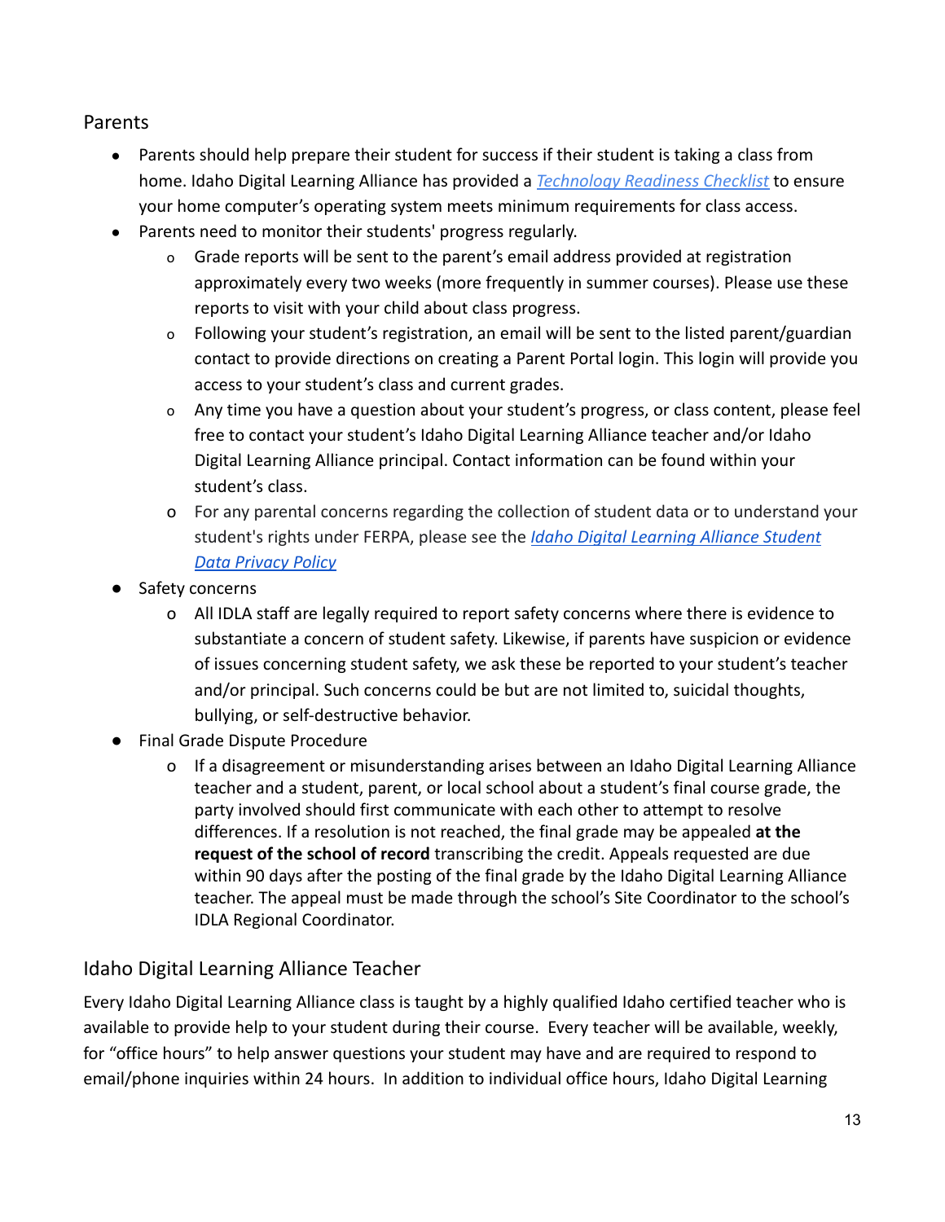## Parents

- Parents should help prepare their student for success if their student is taking a class from home. Idaho Digital Learning Alliance has provided a *Technology Readiness Checklist* to ensure your home computer's operating system meets minimum requirements for class access.
- Parents need to monitor their students' progress regularly.
  - Grade reports will be sent to the parent's email address provided at registration approximately every two weeks (more frequently in summer courses). Please use these reports to visit with your child about class progress.
  - Following your student's registration, an email will be sent to the listed parent/guardian contact to provide directions on creating a Parent Portal login. This login will provide you access to your student's class and current grades.
  - Any time you have a question about your student's progress, or class content, please feel free to contact your student's Idaho Digital Learning Alliance teacher and/or Idaho Digital Learning Alliance principal. Contact information can be found within your student's class.
  - For any parental concerns regarding the collection of student data or to understand your student's rights under FERPA, please see the *Idaho Digital Learning Alliance Student Data Privacy Policy*
- Safety concerns
  - All IDLA staff are legally required to report safety concerns where there is evidence to substantiate a concern of student safety. Likewise, if parents have suspicion or evidence of issues concerning student safety, we ask these be reported to your student's teacher and/or principal. Such concerns could be but are not limited to, suicidal thoughts, bullying, or self-destructive behavior.
- Final Grade Dispute Procedure
  - If a disagreement or misunderstanding arises between an Idaho Digital Learning Alliance teacher and a student, parent, or local school about a student's final course grade, the party involved should first communicate with each other to attempt to resolve differences. If a resolution is not reached, the final grade may be appealed **at the request of the school of record** transcribing the credit. Appeals requested are due within 90 days after the posting of the final grade by the Idaho Digital Learning Alliance teacher. The appeal must be made through the school's Site Coordinator to the school's IDLA Regional Coordinator.

## Idaho Digital Learning Alliance Teacher

Every Idaho Digital Learning Alliance class is taught by a highly qualified Idaho certified teacher who is available to provide help to your student during their course. Every teacher will be available, weekly, for "office hours" to help answer questions your student may have and are required to respond to email/phone inquiries within 24 hours. In addition to individual office hours, Idaho Digital Learning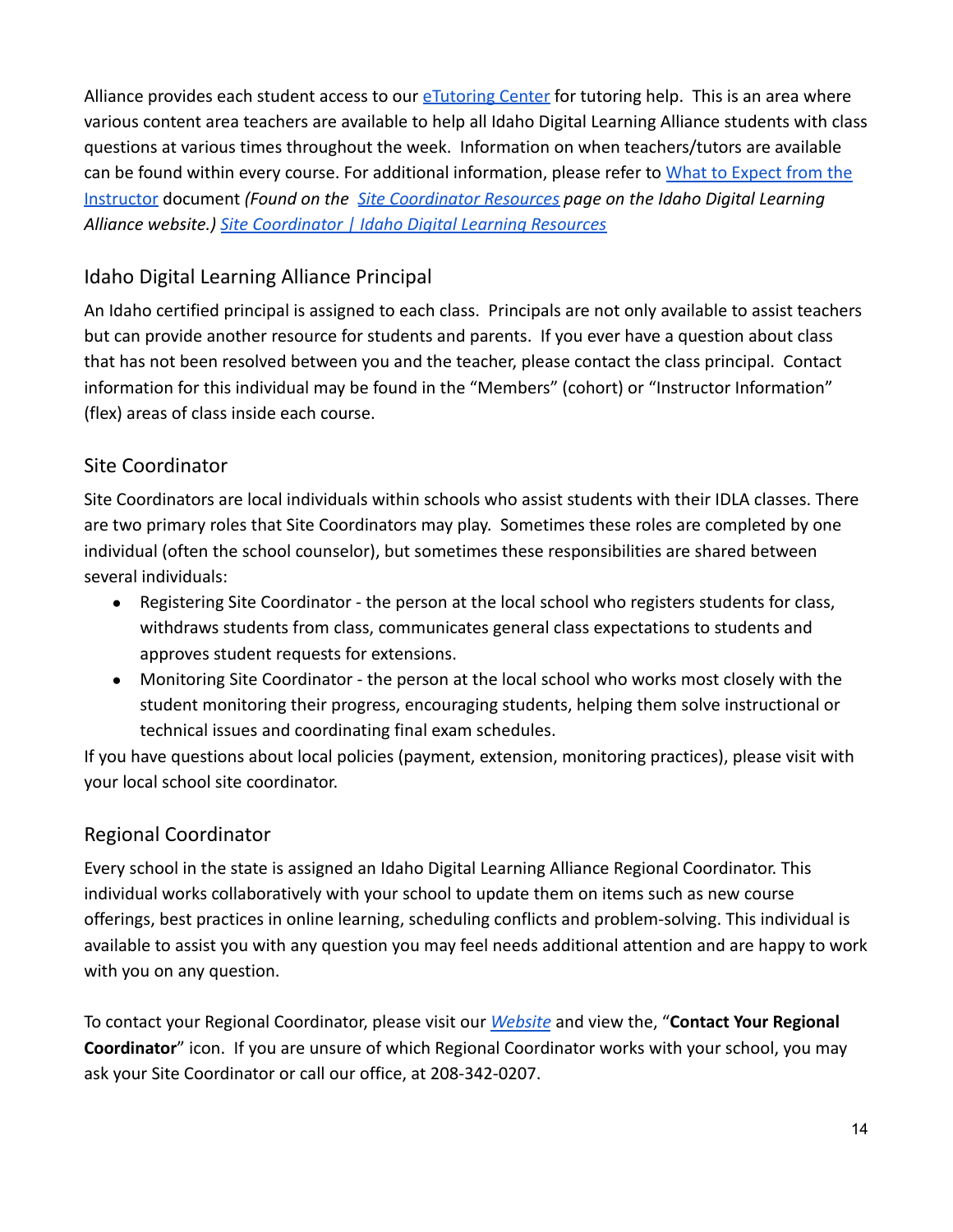Alliance provides each student access to our eTutoring Center for tutoring help. This is an area where various content area teachers are available to help all Idaho Digital Learning Alliance students with class questions at various times throughout the week. Information on when teachers/tutors are available can be found within every course. For additional information, please refer to What to Expect from the Instructor document *(Found on the Site Coordinator Resources page on the Idaho Digital Learning Alliance website.) Site Coordinator | Idaho Digital Learning Resources*

## Idaho Digital Learning Alliance Principal

An Idaho certified principal is assigned to each class. Principals are not only available to assist teachers but can provide another resource for students and parents. If you ever have a question about class that has not been resolved between you and the teacher, please contact the class principal. Contact information for this individual may be found in the "Members" (cohort) or "Instructor Information" (flex) areas of class inside each course.

## Site Coordinator

Site Coordinators are local individuals within schools who assist students with their IDLA classes. There are two primary roles that Site Coordinators may play. Sometimes these roles are completed by one individual (often the school counselor), but sometimes these responsibilities are shared between several individuals:

- Registering Site Coordinator - the person at the local school who registers students for class, withdraws students from class, communicates general class expectations to students and approves student requests for extensions.
- Monitoring Site Coordinator - the person at the local school who works most closely with the student monitoring their progress, encouraging students, helping them solve instructional or technical issues and coordinating final exam schedules.

If you have questions about local policies (payment, extension, monitoring practices), please visit with your local school site coordinator.

## Regional Coordinator

Every school in the state is assigned an Idaho Digital Learning Alliance Regional Coordinator. This individual works collaboratively with your school to update them on items such as new course offerings, best practices in online learning, scheduling conflicts and problem-solving. This individual is available to assist you with any question you may feel needs additional attention and are happy to work with you on any question.

To contact your Regional Coordinator, please visit our *Website* and view the, "**Contact Your Regional Coordinator**" icon. If you are unsure of which Regional Coordinator works with your school, you may ask your Site Coordinator or call our office, at 208-342-0207.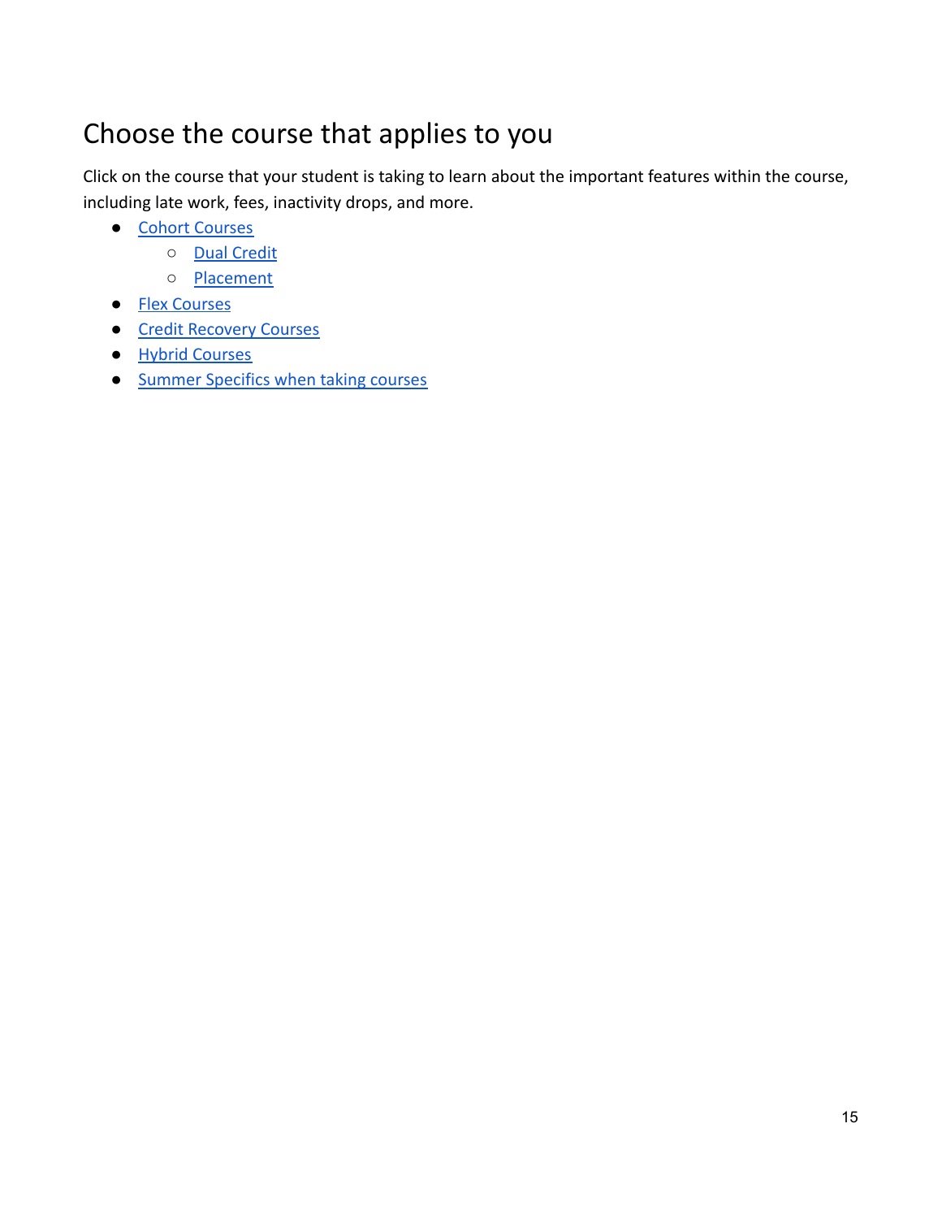# Choose the course that applies to you

Click on the course that your student is taking to learn about the important features within the course, including late work, fees, inactivity drops, and more.

- Cohort Courses
  - Dual Credit
  - Placement
- Flex Courses
- Credit Recovery Courses
- Hybrid Courses
- Summer Specifics when taking courses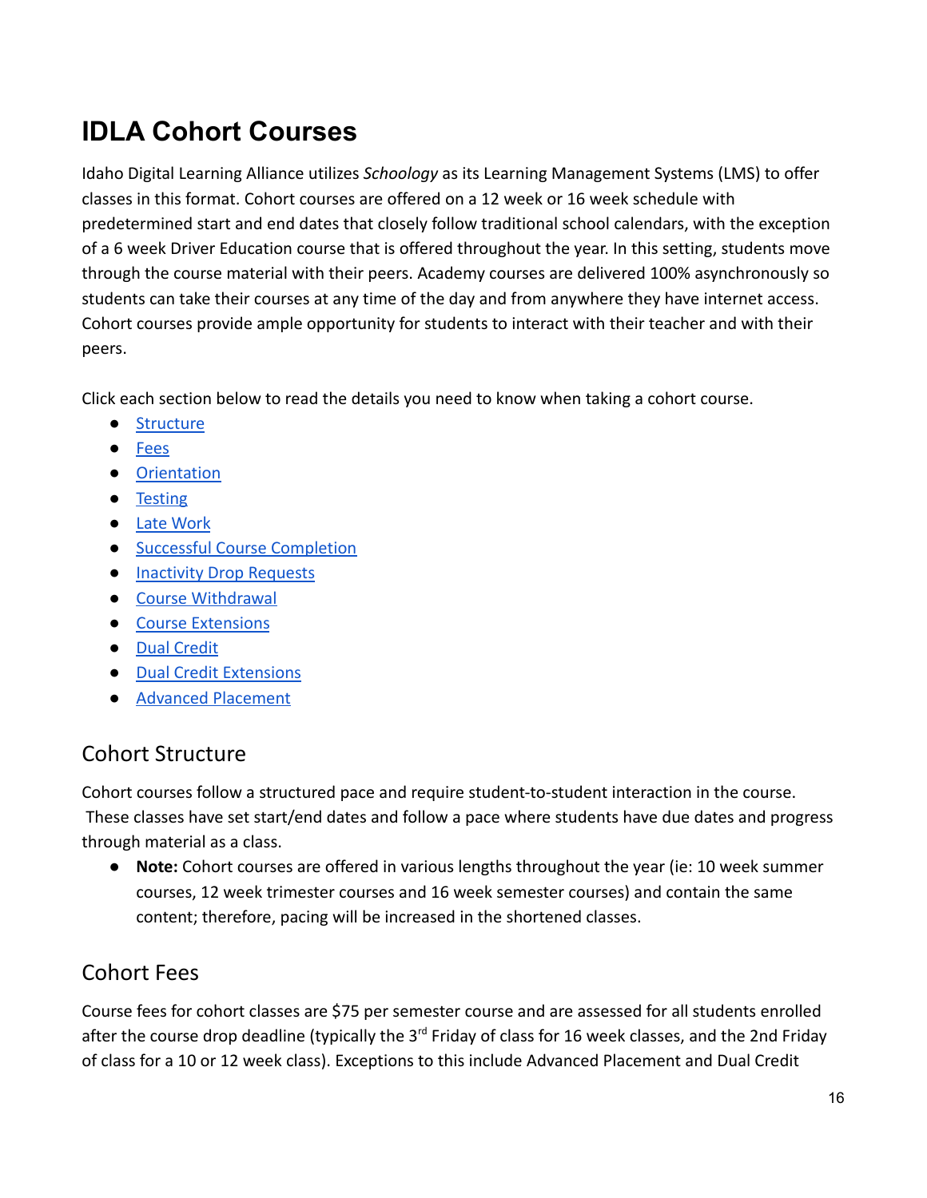# IDLA Cohort Courses

Idaho Digital Learning Alliance utilizes *Schoology* as its Learning Management Systems (LMS) to offer classes in this format. Cohort courses are offered on a 12 week or 16 week schedule with predetermined start and end dates that closely follow traditional school calendars, with the exception of a 6 week Driver Education course that is offered throughout the year. In this setting, students move through the course material with their peers. Academy courses are delivered 100% asynchronously so students can take their courses at any time of the day and from anywhere they have internet access. Cohort courses provide ample opportunity for students to interact with their teacher and with their peers.

Click each section below to read the details you need to know when taking a cohort course.

- Structure
- Fees
- Orientation
- Testing
- Late Work
- Successful Course Completion
- Inactivity Drop Requests
- Course Withdrawal
- Course Extensions
- Dual Credit
- Dual Credit Extensions
- Advanced Placement

## Cohort Structure

Cohort courses follow a structured pace and require student-to-student interaction in the course. These classes have set start/end dates and follow a pace where students have due dates and progress through material as a class.

- **Note:** Cohort courses are offered in various lengths throughout the year (ie: 10 week summer courses, 12 week trimester courses and 16 week semester courses) and contain the same content; therefore, pacing will be increased in the shortened classes.

## Cohort Fees

Course fees for cohort classes are $75 per semester course and are assessed for all students enrolled after the course drop deadline (typically the 3rd Friday of class for 16 week classes, and the 2nd Friday of class for a 10 or 12 week class). Exceptions to this include Advanced Placement and Dual Credit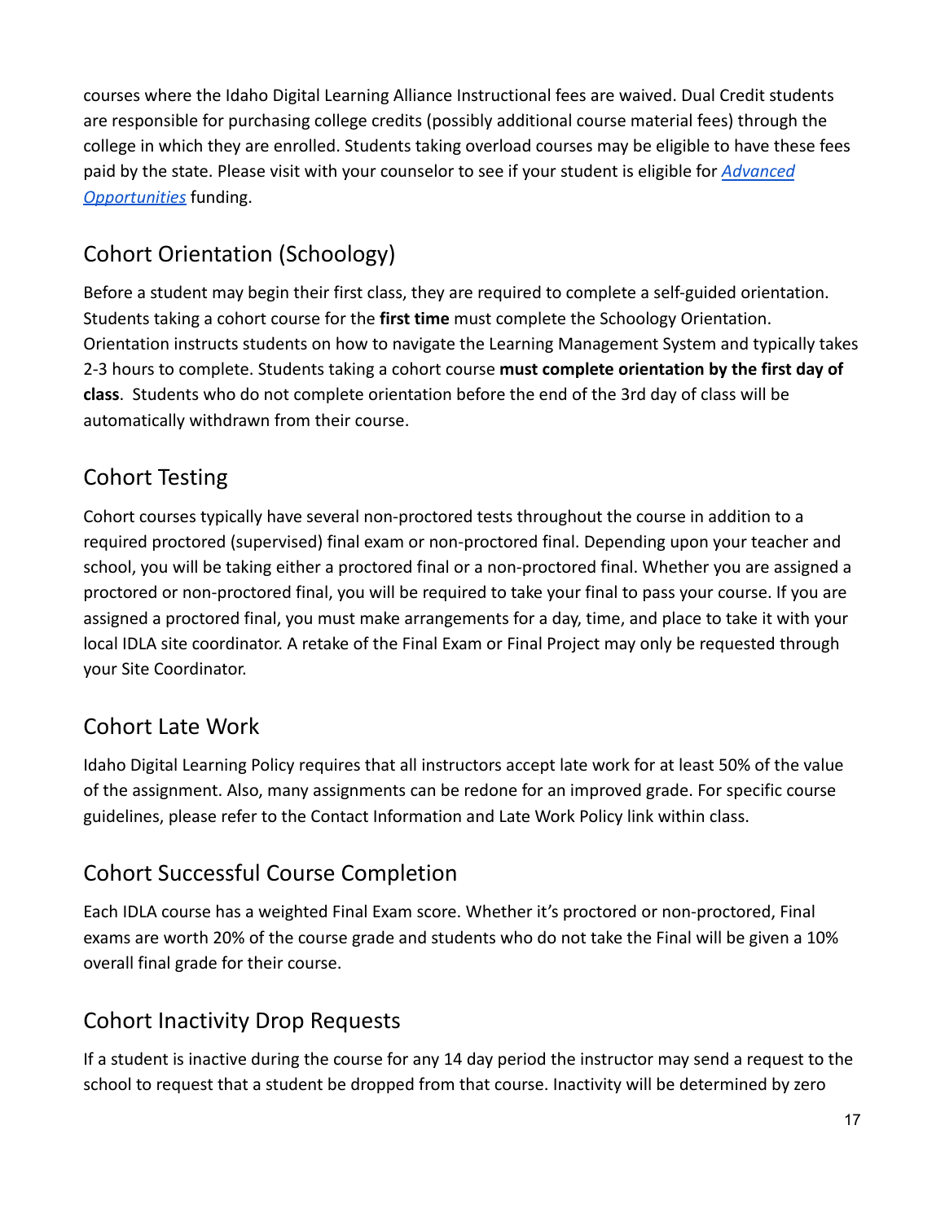courses where the Idaho Digital Learning Alliance Instructional fees are waived. Dual Credit students are responsible for purchasing college credits (possibly additional course material fees) through the college in which they are enrolled. Students taking overload courses may be eligible to have these fees paid by the state. Please visit with your counselor to see if your student is eligible for *[Advanced Opportunities](#)* funding.

## Cohort Orientation (Schoology)

Before a student may begin their first class, they are required to complete a self-guided orientation. Students taking a cohort course for the **first time** must complete the Schoology Orientation. Orientation instructs students on how to navigate the Learning Management System and typically takes 2-3 hours to complete. Students taking a cohort course **must complete orientation by the first day of class**. Students who do not complete orientation before the end of the 3rd day of class will be automatically withdrawn from their course.

## Cohort Testing

Cohort courses typically have several non-proctored tests throughout the course in addition to a required proctored (supervised) final exam or non-proctored final. Depending upon your teacher and school, you will be taking either a proctored final or a non-proctored final. Whether you are assigned a proctored or non-proctored final, you will be required to take your final to pass your course. If you are assigned a proctored final, you must make arrangements for a day, time, and place to take it with your local IDLA site coordinator. A retake of the Final Exam or Final Project may only be requested through your Site Coordinator.

## Cohort Late Work

Idaho Digital Learning Policy requires that all instructors accept late work for at least 50% of the value of the assignment. Also, many assignments can be redone for an improved grade. For specific course guidelines, please refer to the Contact Information and Late Work Policy link within class.

## Cohort Successful Course Completion

Each IDLA course has a weighted Final Exam score. Whether it's proctored or non-proctored, Final exams are worth 20% of the course grade and students who do not take the Final will be given a 10% overall final grade for their course.

## Cohort Inactivity Drop Requests

If a student is inactive during the course for any 14 day period the instructor may send a request to the school to request that a student be dropped from that course. Inactivity will be determined by zero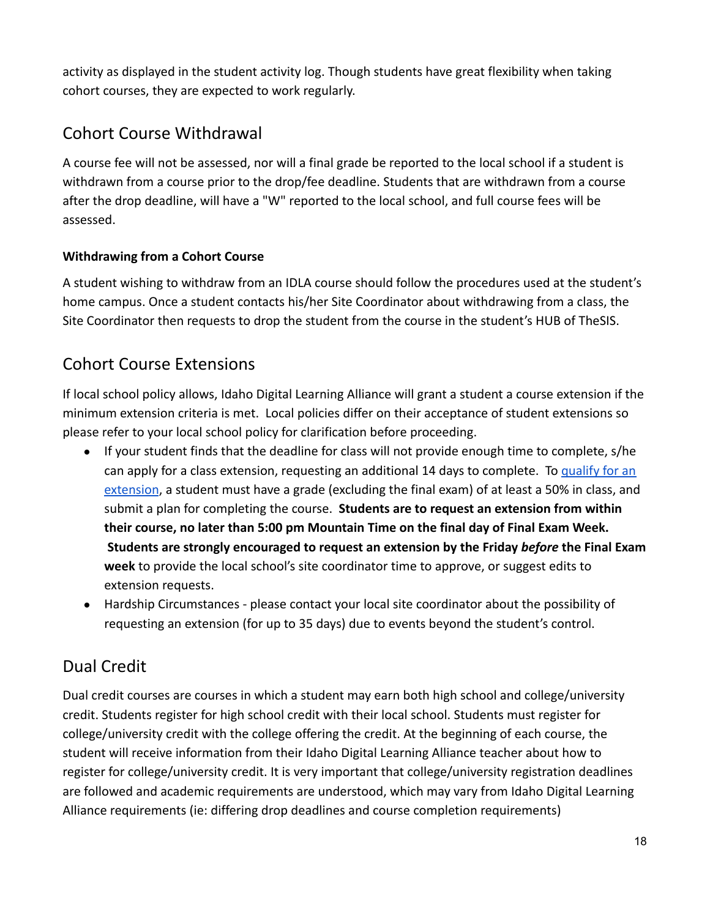activity as displayed in the student activity log. Though students have great flexibility when taking cohort courses, they are expected to work regularly.

## Cohort Course Withdrawal

A course fee will not be assessed, nor will a final grade be reported to the local school if a student is withdrawn from a course prior to the drop/fee deadline. Students that are withdrawn from a course after the drop deadline, will have a "W" reported to the local school, and full course fees will be assessed.

### Withdrawing from a Cohort Course

A student wishing to withdraw from an IDLA course should follow the procedures used at the student's home campus. Once a student contacts his/her Site Coordinator about withdrawing from a class, the Site Coordinator then requests to drop the student from the course in the student's HUB of TheSIS.

## Cohort Course Extensions

If local school policy allows, Idaho Digital Learning Alliance will grant a student a course extension if the minimum extension criteria is met. Local policies differ on their acceptance of student extensions so please refer to your local school policy for clarification before proceeding.

- If your student finds that the deadline for class will not provide enough time to complete, s/he can apply for a class extension, requesting an additional 14 days to complete. To qualify for an extension, a student must have a grade (excluding the final exam) of at least a 50% in class, and submit a plan for completing the course. **Students are to request an extension from within their course, no later than 5:00 pm Mountain Time on the final day of Final Exam Week. Students are strongly encouraged to request an extension by the Friday *before* the Final Exam week** to provide the local school's site coordinator time to approve, or suggest edits to extension requests.
- Hardship Circumstances - please contact your local site coordinator about the possibility of requesting an extension (for up to 35 days) due to events beyond the student's control.

## Dual Credit

Dual credit courses are courses in which a student may earn both high school and college/university credit. Students register for high school credit with their local school. Students must register for college/university credit with the college offering the credit. At the beginning of each course, the student will receive information from their Idaho Digital Learning Alliance teacher about how to register for college/university credit. It is very important that college/university registration deadlines are followed and academic requirements are understood, which may vary from Idaho Digital Learning Alliance requirements (ie: differing drop deadlines and course completion requirements)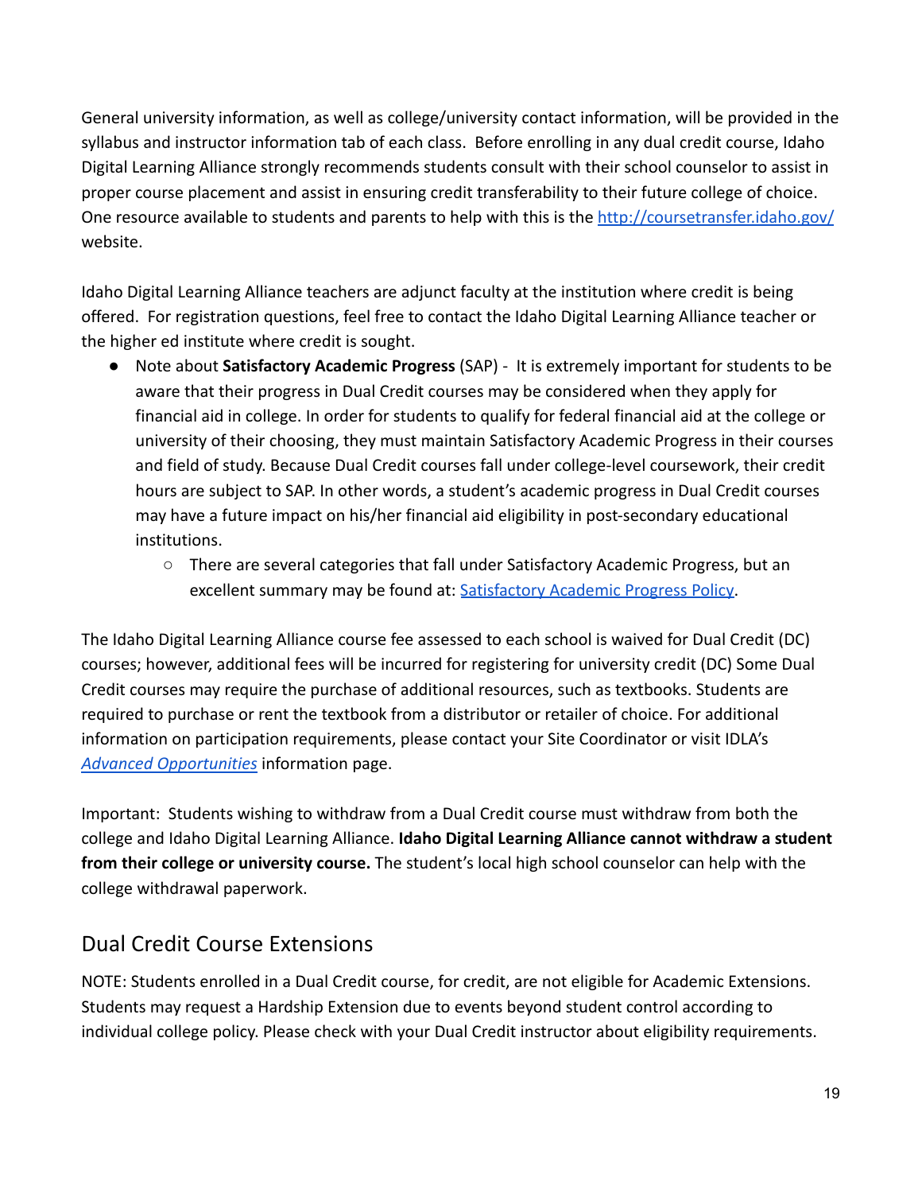General university information, as well as college/university contact information, will be provided in the syllabus and instructor information tab of each class. Before enrolling in any dual credit course, Idaho Digital Learning Alliance strongly recommends students consult with their school counselor to assist in proper course placement and assist in ensuring credit transferability to their future college of choice. One resource available to students and parents to help with this is the [http://coursetransfer.idaho.gov/](http://coursetransfer.idaho.gov/) website.

Idaho Digital Learning Alliance teachers are adjunct faculty at the institution where credit is being offered. For registration questions, feel free to contact the Idaho Digital Learning Alliance teacher or the higher ed institute where credit is sought.

- Note about **Satisfactory Academic Progress** (SAP) - It is extremely important for students to be aware that their progress in Dual Credit courses may be considered when they apply for financial aid in college. In order for students to qualify for federal financial aid at the college or university of their choosing, they must maintain Satisfactory Academic Progress in their courses and field of study. Because Dual Credit courses fall under college-level coursework, their credit hours are subject to SAP. In other words, a student's academic progress in Dual Credit courses may have a future impact on his/her financial aid eligibility in post-secondary educational institutions.
  - There are several categories that fall under Satisfactory Academic Progress, but an excellent summary may be found at: Satisfactory Academic Progress Policy.

The Idaho Digital Learning Alliance course fee assessed to each school is waived for Dual Credit (DC) courses; however, additional fees will be incurred for registering for university credit (DC) Some Dual Credit courses may require the purchase of additional resources, such as textbooks. Students are required to purchase or rent the textbook from a distributor or retailer of choice. For additional information on participation requirements, please contact your Site Coordinator or visit IDLA's *Advanced Opportunities* information page.

Important: Students wishing to withdraw from a Dual Credit course must withdraw from both the college and Idaho Digital Learning Alliance. **Idaho Digital Learning Alliance cannot withdraw a student from their college or university course.** The student's local high school counselor can help with the college withdrawal paperwork.

## Dual Credit Course Extensions

NOTE: Students enrolled in a Dual Credit course, for credit, are not eligible for Academic Extensions. Students may request a Hardship Extension due to events beyond student control according to individual college policy. Please check with your Dual Credit instructor about eligibility requirements.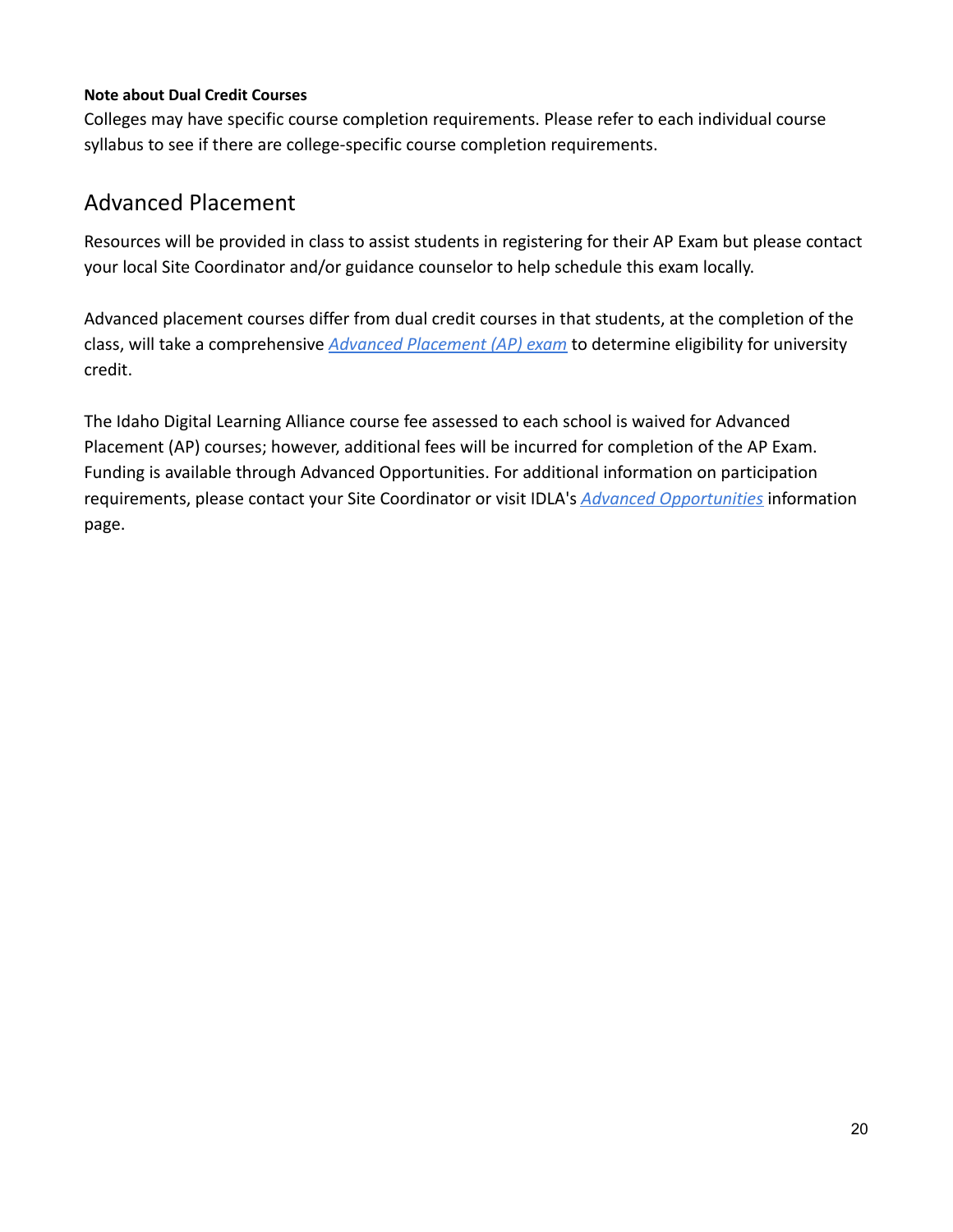**Note about Dual Credit Courses**

Colleges may have specific course completion requirements. Please refer to each individual course syllabus to see if there are college-specific course completion requirements.

## Advanced Placement

Resources will be provided in class to assist students in registering for their AP Exam but please contact your local Site Coordinator and/or guidance counselor to help schedule this exam locally.

Advanced placement courses differ from dual credit courses in that students, at the completion of the class, will take a comprehensive *Advanced Placement (AP) exam* to determine eligibility for university credit.

The Idaho Digital Learning Alliance course fee assessed to each school is waived for Advanced Placement (AP) courses; however, additional fees will be incurred for completion of the AP Exam. Funding is available through Advanced Opportunities. For additional information on participation requirements, please contact your Site Coordinator or visit IDLA's *Advanced Opportunities* information page.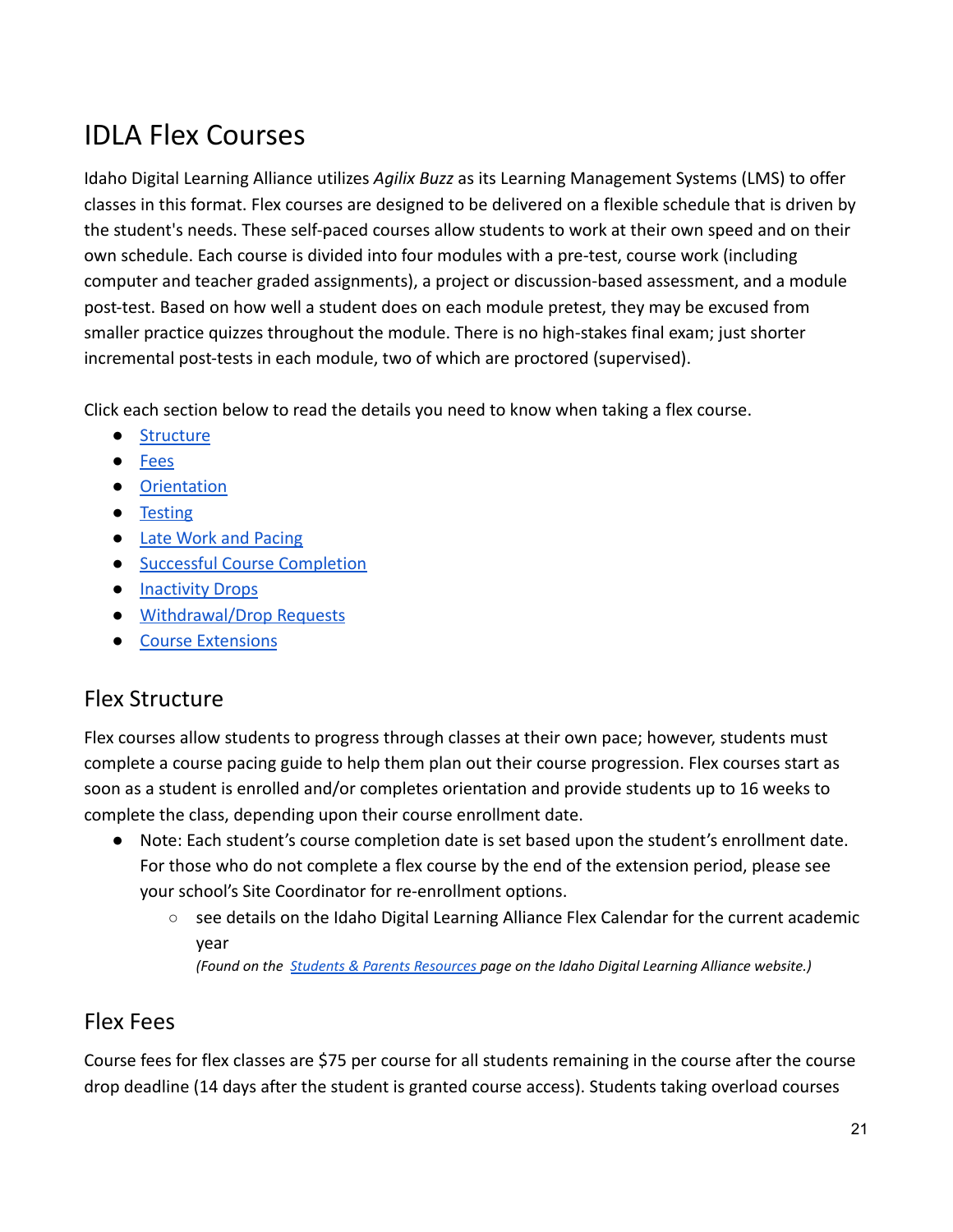# IDLA Flex Courses

Idaho Digital Learning Alliance utilizes *Agilix Buzz* as its Learning Management Systems (LMS) to offer classes in this format. Flex courses are designed to be delivered on a flexible schedule that is driven by the student's needs. These self-paced courses allow students to work at their own speed and on their own schedule. Each course is divided into four modules with a pre-test, course work (including computer and teacher graded assignments), a project or discussion-based assessment, and a module post-test. Based on how well a student does on each module pretest, they may be excused from smaller practice quizzes throughout the module. There is no high-stakes final exam; just shorter incremental post-tests in each module, two of which are proctored (supervised).

Click each section below to read the details you need to know when taking a flex course.

- Structure
- Fees
- Orientation
- Testing
- Late Work and Pacing
- Successful Course Completion
- Inactivity Drops
- Withdrawal/Drop Requests
- Course Extensions

## Flex Structure

Flex courses allow students to progress through classes at their own pace; however, students must complete a course pacing guide to help them plan out their course progression. Flex courses start as soon as a student is enrolled and/or completes orientation and provide students up to 16 weeks to complete the class, depending upon their course enrollment date.

- Note: Each student's course completion date is set based upon the student's enrollment date. For those who do not complete a flex course by the end of the extension period, please see your school's Site Coordinator for re-enrollment options.
  - see details on the Idaho Digital Learning Alliance Flex Calendar for the current academic year
    *(Found on the Students & Parents Resources page on the Idaho Digital Learning Alliance website.)*

## Flex Fees

Course fees for flex classes are $75 per course for all students remaining in the course after the course drop deadline (14 days after the student is granted course access). Students taking overload courses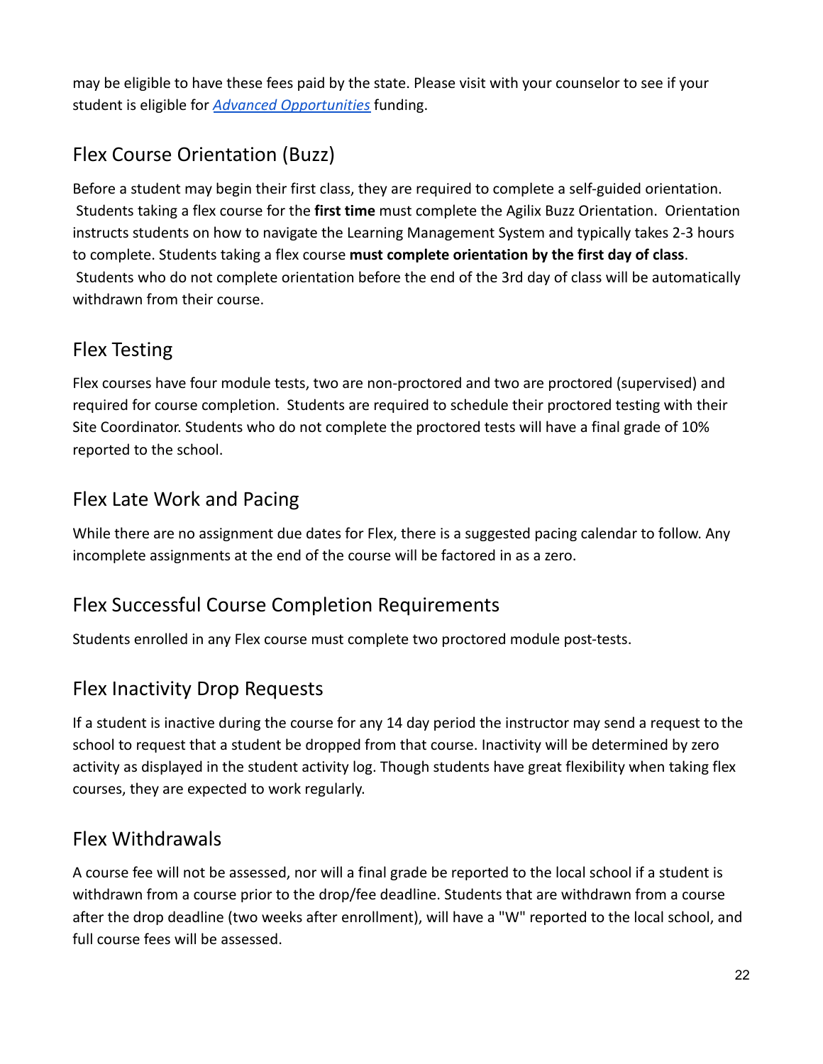may be eligible to have these fees paid by the state. Please visit with your counselor to see if your student is eligible for *[Advanced Opportunities]* funding.

## Flex Course Orientation (Buzz)

Before a student may begin their first class, they are required to complete a self-guided orientation. Students taking a flex course for the **first time** must complete the Agilix Buzz Orientation. Orientation instructs students on how to navigate the Learning Management System and typically takes 2-3 hours to complete. Students taking a flex course **must complete orientation by the first day of class**. Students who do not complete orientation before the end of the 3rd day of class will be automatically withdrawn from their course.

## Flex Testing

Flex courses have four module tests, two are non-proctored and two are proctored (supervised) and required for course completion. Students are required to schedule their proctored testing with their Site Coordinator. Students who do not complete the proctored tests will have a final grade of 10% reported to the school.

## Flex Late Work and Pacing

While there are no assignment due dates for Flex, there is a suggested pacing calendar to follow. Any incomplete assignments at the end of the course will be factored in as a zero.

## Flex Successful Course Completion Requirements

Students enrolled in any Flex course must complete two proctored module post-tests.

## Flex Inactivity Drop Requests

If a student is inactive during the course for any 14 day period the instructor may send a request to the school to request that a student be dropped from that course. Inactivity will be determined by zero activity as displayed in the student activity log. Though students have great flexibility when taking flex courses, they are expected to work regularly.

## Flex Withdrawals

A course fee will not be assessed, nor will a final grade be reported to the local school if a student is withdrawn from a course prior to the drop/fee deadline. Students that are withdrawn from a course after the drop deadline (two weeks after enrollment), will have a "W" reported to the local school, and full course fees will be assessed.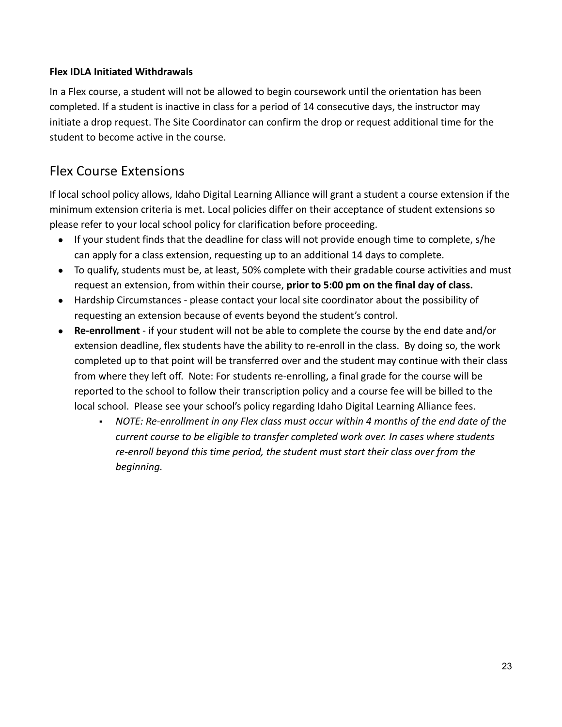**Flex IDLA Initiated Withdrawals**

In a Flex course, a student will not be allowed to begin coursework until the orientation has been completed. If a student is inactive in class for a period of 14 consecutive days, the instructor may initiate a drop request. The Site Coordinator can confirm the drop or request additional time for the student to become active in the course.

## Flex Course Extensions

If local school policy allows, Idaho Digital Learning Alliance will grant a student a course extension if the minimum extension criteria is met. Local policies differ on their acceptance of student extensions so please refer to your local school policy for clarification before proceeding.

- If your student finds that the deadline for class will not provide enough time to complete, s/he can apply for a class extension, requesting up to an additional 14 days to complete.
- To qualify, students must be, at least, 50% complete with their gradable course activities and must request an extension, from within their course, **prior to 5:00 pm on the final day of class.**
- Hardship Circumstances - please contact your local site coordinator about the possibility of requesting an extension because of events beyond the student's control.
- **Re-enrollment** - if your student will not be able to complete the course by the end date and/or extension deadline, flex students have the ability to re-enroll in the class. By doing so, the work completed up to that point will be transferred over and the student may continue with their class from where they left off. Note: For students re-enrolling, a final grade for the course will be reported to the school to follow their transcription policy and a course fee will be billed to the local school. Please see your school's policy regarding Idaho Digital Learning Alliance fees.
    - *NOTE: Re-enrollment in any Flex class must occur within 4 months of the end date of the current course to be eligible to transfer completed work over. In cases where students re-enroll beyond this time period, the student must start their class over from the beginning.*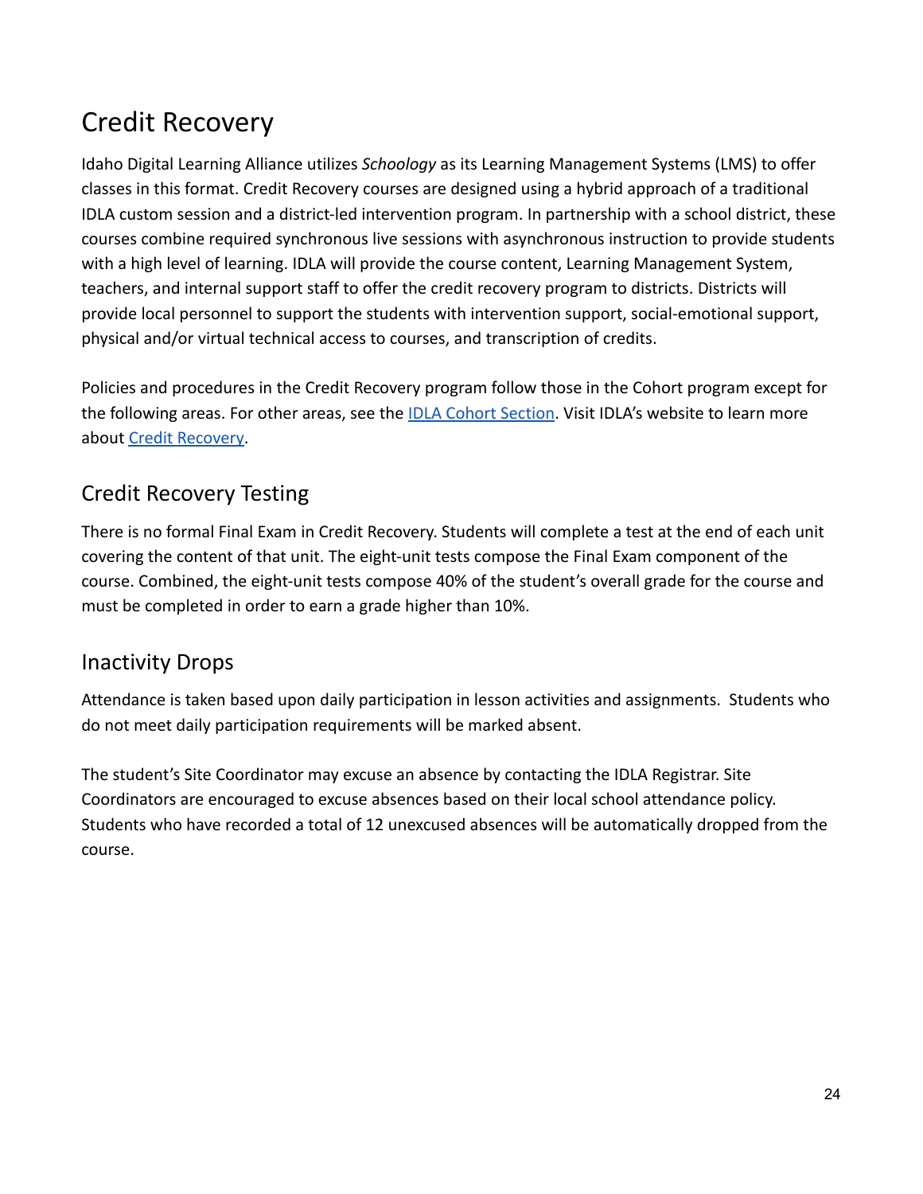# Credit Recovery

Idaho Digital Learning Alliance utilizes *Schoology* as its Learning Management Systems (LMS) to offer classes in this format. Credit Recovery courses are designed using a hybrid approach of a traditional IDLA custom session and a district-led intervention program. In partnership with a school district, these courses combine required synchronous live sessions with asynchronous instruction to provide students with a high level of learning. IDLA will provide the course content, Learning Management System, teachers, and internal support staff to offer the credit recovery program to districts. Districts will provide local personnel to support the students with intervention support, social-emotional support, physical and/or virtual technical access to courses, and transcription of credits.

Policies and procedures in the Credit Recovery program follow those in the Cohort program except for the following areas. For other areas, see the IDLA Cohort Section. Visit IDLA's website to learn more about Credit Recovery.

## Credit Recovery Testing

There is no formal Final Exam in Credit Recovery. Students will complete a test at the end of each unit covering the content of that unit. The eight-unit tests compose the Final Exam component of the course. Combined, the eight-unit tests compose 40% of the student's overall grade for the course and must be completed in order to earn a grade higher than 10%.

## Inactivity Drops

Attendance is taken based upon daily participation in lesson activities and assignments. Students who do not meet daily participation requirements will be marked absent.

The student's Site Coordinator may excuse an absence by contacting the IDLA Registrar. Site Coordinators are encouraged to excuse absences based on their local school attendance policy. Students who have recorded a total of 12 unexcused absences will be automatically dropped from the course.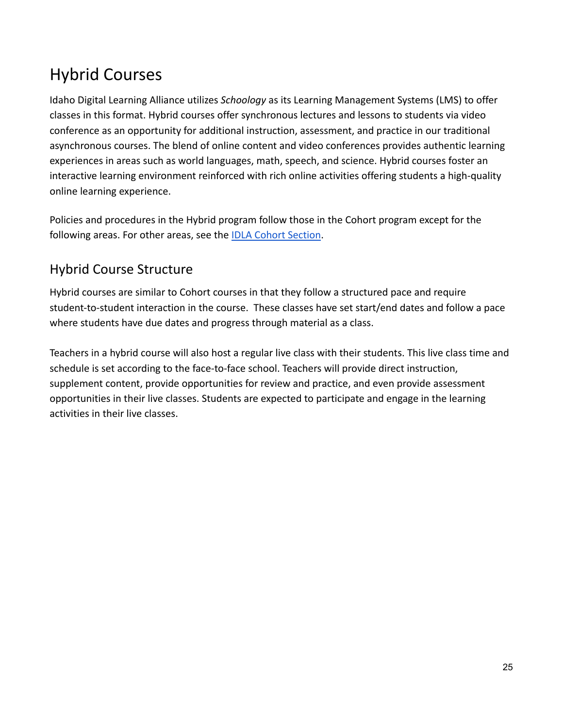# Hybrid Courses

Idaho Digital Learning Alliance utilizes *Schoology* as its Learning Management Systems (LMS) to offer classes in this format. Hybrid courses offer synchronous lectures and lessons to students via video conference as an opportunity for additional instruction, assessment, and practice in our traditional asynchronous courses. The blend of online content and video conferences provides authentic learning experiences in areas such as world languages, math, speech, and science. Hybrid courses foster an interactive learning environment reinforced with rich online activities offering students a high-quality online learning experience.

Policies and procedures in the Hybrid program follow those in the Cohort program except for the following areas. For other areas, see the [IDLA Cohort Section](#).

## Hybrid Course Structure

Hybrid courses are similar to Cohort courses in that they follow a structured pace and require student-to-student interaction in the course.  These classes have set start/end dates and follow a pace where students have due dates and progress through material as a class.

Teachers in a hybrid course will also host a regular live class with their students. This live class time and schedule is set according to the face-to-face school. Teachers will provide direct instruction, supplement content, provide opportunities for review and practice, and even provide assessment opportunities in their live classes. Students are expected to participate and engage in the learning activities in their live classes.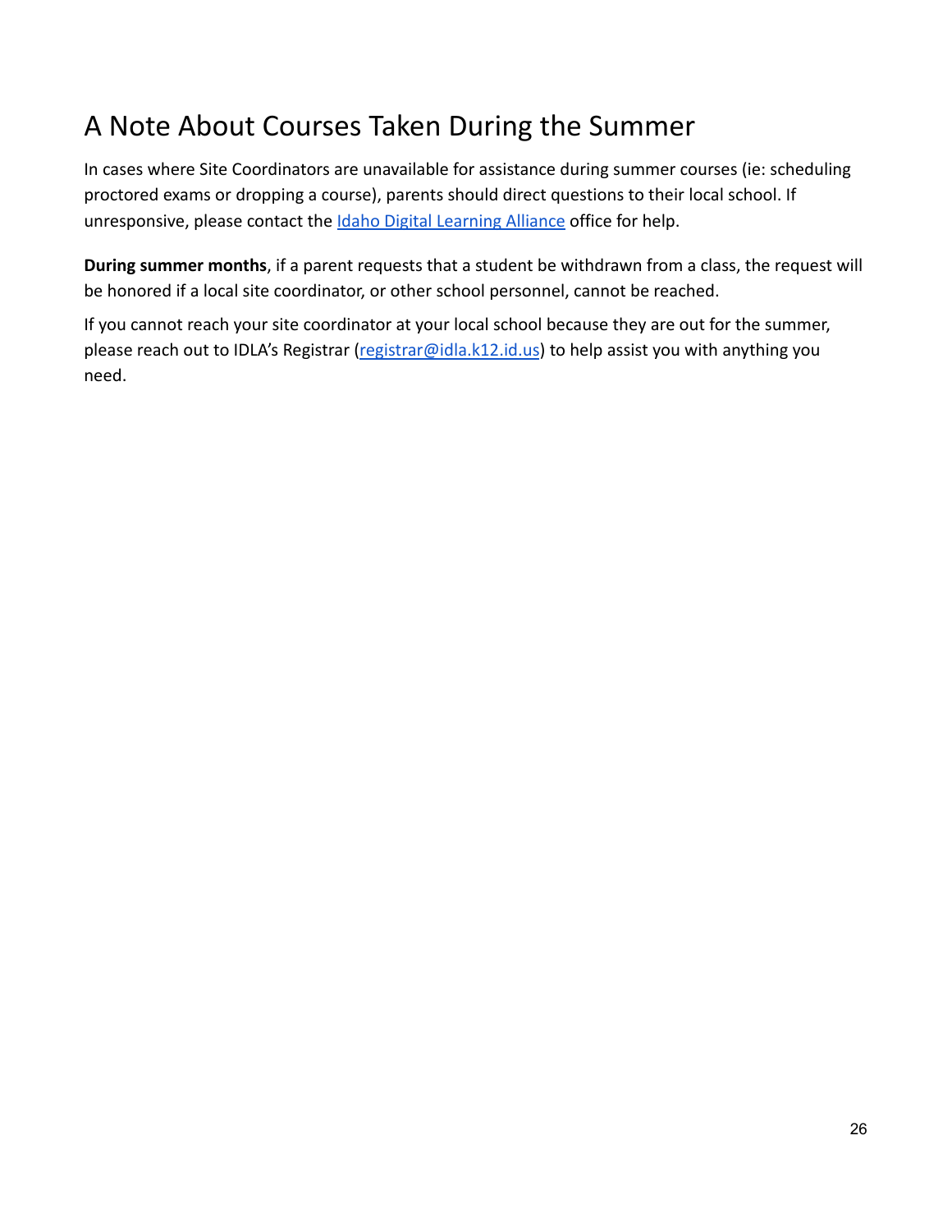## A Note About Courses Taken During the Summer

In cases where Site Coordinators are unavailable for assistance during summer courses (ie: scheduling proctored exams or dropping a course), parents should direct questions to their local school. If unresponsive, please contact the Idaho Digital Learning Alliance office for help.

**During summer months**, if a parent requests that a student be withdrawn from a class, the request will be honored if a local site coordinator, or other school personnel, cannot be reached.

If you cannot reach your site coordinator at your local school because they are out for the summer, please reach out to IDLA's Registrar (registrar@idla.k12.id.us) to help assist you with anything you need.